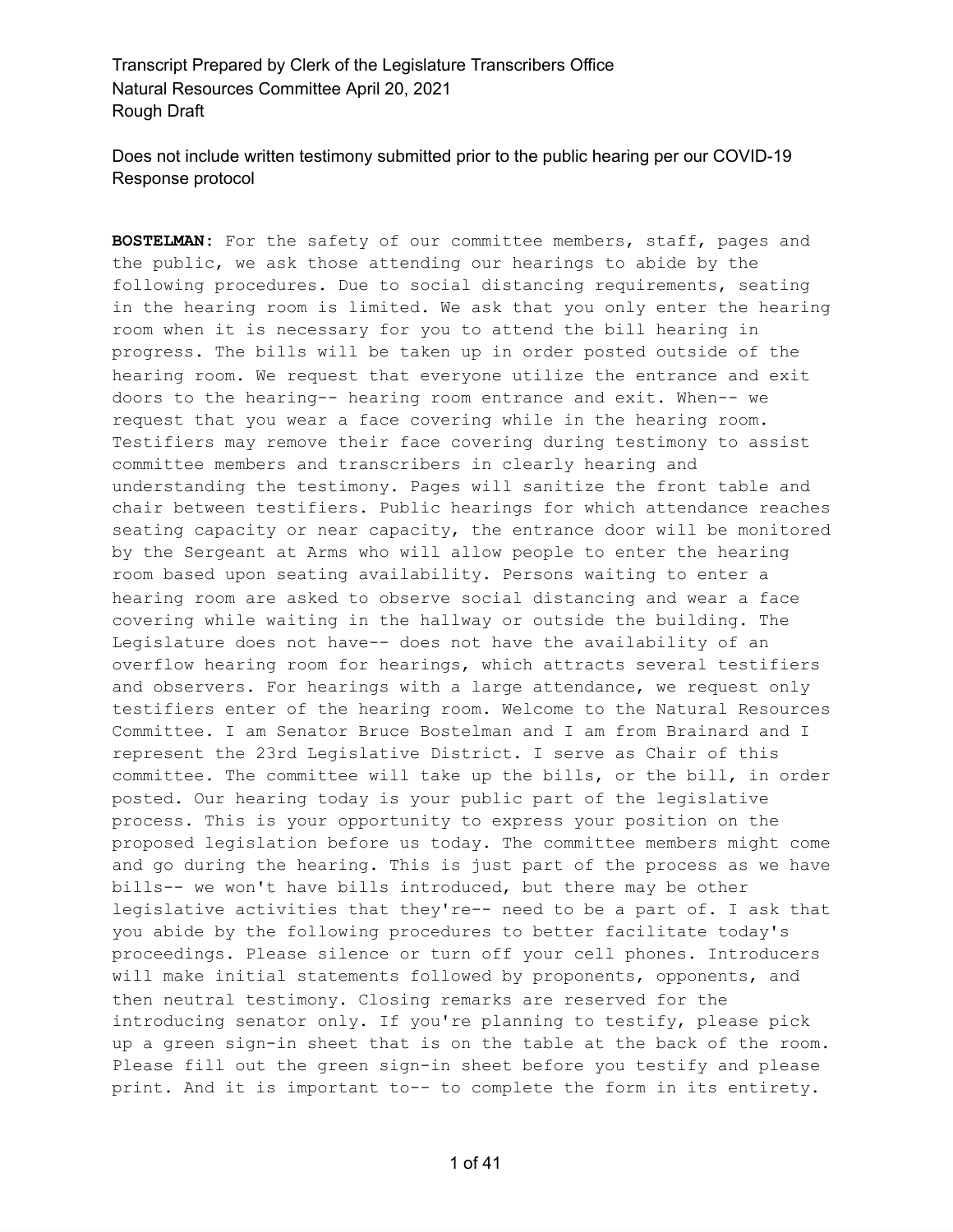Transcript Prepared by Clerk of the Legislature Transcribers Office
Natural Resources Committee April 20, 2021
Rough Draft

Does not include written testimony submitted prior to the public hearing per our COVID-19 Response protocol

**BOSTELMAN:** For the safety of our committee members, staff, pages and the public, we ask those attending our hearings to abide by the following procedures. Due to social distancing requirements, seating in the hearing room is limited. We ask that you only enter the hearing room when it is necessary for you to attend the bill hearing in progress. The bills will be taken up in order posted outside of the hearing room. We request that everyone utilize the entrance and exit doors to the hearing-- hearing room entrance and exit. When-- we request that you wear a face covering while in the hearing room. Testifiers may remove their face covering during testimony to assist committee members and transcribers in clearly hearing and understanding the testimony. Pages will sanitize the front table and chair between testifiers. Public hearings for which attendance reaches seating capacity or near capacity, the entrance door will be monitored by the Sergeant at Arms who will allow people to enter the hearing room based upon seating availability. Persons waiting to enter a hearing room are asked to observe social distancing and wear a face covering while waiting in the hallway or outside the building. The Legislature does not have-- does not have the availability of an overflow hearing room for hearings, which attracts several testifiers and observers. For hearings with a large attendance, we request only testifiers enter of the hearing room. Welcome to the Natural Resources Committee. I am Senator Bruce Bostelman and I am from Brainard and I represent the 23rd Legislative District. I serve as Chair of this committee. The committee will take up the bills, or the bill, in order posted. Our hearing today is your public part of the legislative process. This is your opportunity to express your position on the proposed legislation before us today. The committee members might come and go during the hearing. This is just part of the process as we have bills-- we won't have bills introduced, but there may be other legislative activities that they're-- need to be a part of. I ask that you abide by the following procedures to better facilitate today's proceedings. Please silence or turn off your cell phones. Introducers will make initial statements followed by proponents, opponents, and then neutral testimony. Closing remarks are reserved for the introducing senator only. If you're planning to testify, please pick up a green sign-in sheet that is on the table at the back of the room. Please fill out the green sign-in sheet before you testify and please print. And it is important to-- to complete the form in its entirety.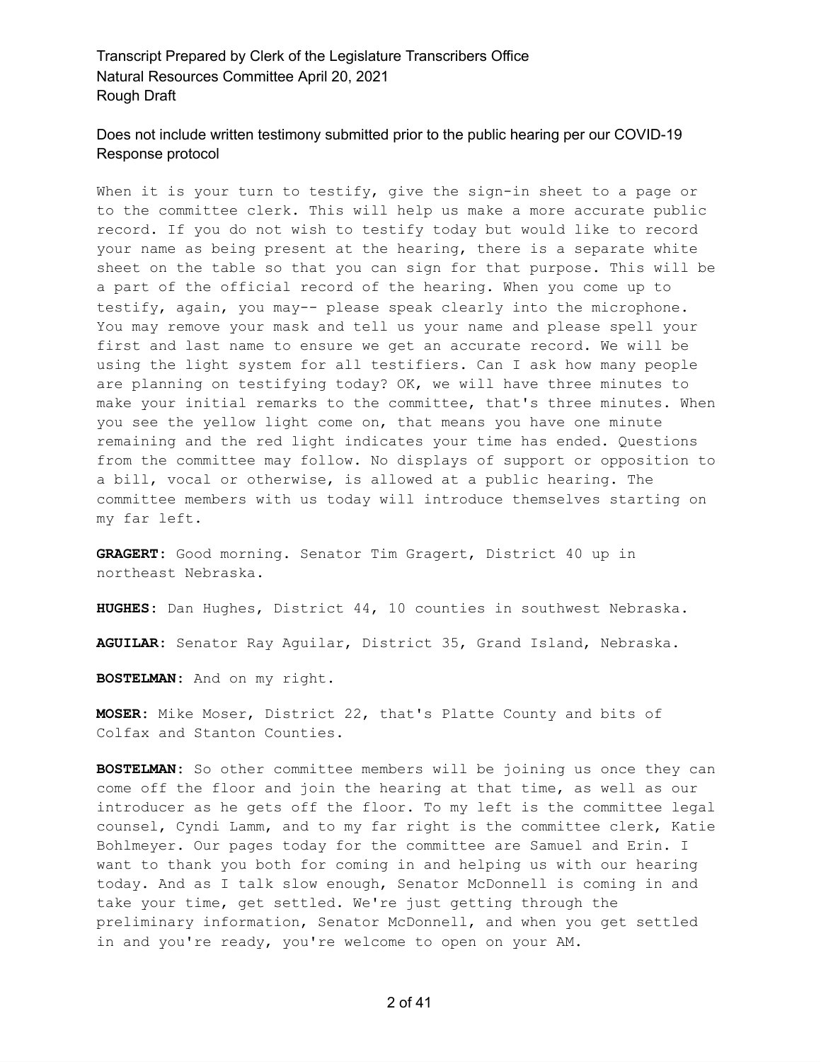When it is your turn to testify, give the sign-in sheet to a page or to the committee clerk. This will help us make a more accurate public record. If you do not wish to testify today but would like to record your name as being present at the hearing, there is a separate white sheet on the table so that you can sign for that purpose. This will be a part of the official record of the hearing. When you come up to testify, again, you may-- please speak clearly into the microphone. You may remove your mask and tell us your name and please spell your first and last name to ensure we get an accurate record. We will be using the light system for all testifiers. Can I ask how many people are planning on testifying today? OK, we will have three minutes to make your initial remarks to the committee, that's three minutes. When you see the yellow light come on, that means you have one minute remaining and the red light indicates your time has ended. Questions from the committee may follow. No displays of support or opposition to a bill, vocal or otherwise, is allowed at a public hearing. The committee members with us today will introduce themselves starting on my far left.

**GRAGERT:** Good morning. Senator Tim Gragert, District 40 up in northeast Nebraska.

**HUGHES:** Dan Hughes, District 44, 10 counties in southwest Nebraska.

**AGUILAR:** Senator Ray Aguilar, District 35, Grand Island, Nebraska.

**BOSTELMAN:** And on my right.

**MOSER:** Mike Moser, District 22, that's Platte County and bits of Colfax and Stanton Counties.

**BOSTELMAN:** So other committee members will be joining us once they can come off the floor and join the hearing at that time, as well as our introducer as he gets off the floor. To my left is the committee legal counsel, Cyndi Lamm, and to my far right is the committee clerk, Katie Bohlmeyer. Our pages today for the committee are Samuel and Erin. I want to thank you both for coming in and helping us with our hearing today. And as I talk slow enough, Senator McDonnell is coming in and take your time, get settled. We're just getting through the preliminary information, Senator McDonnell, and when you get settled in and you're ready, you're welcome to open on your AM.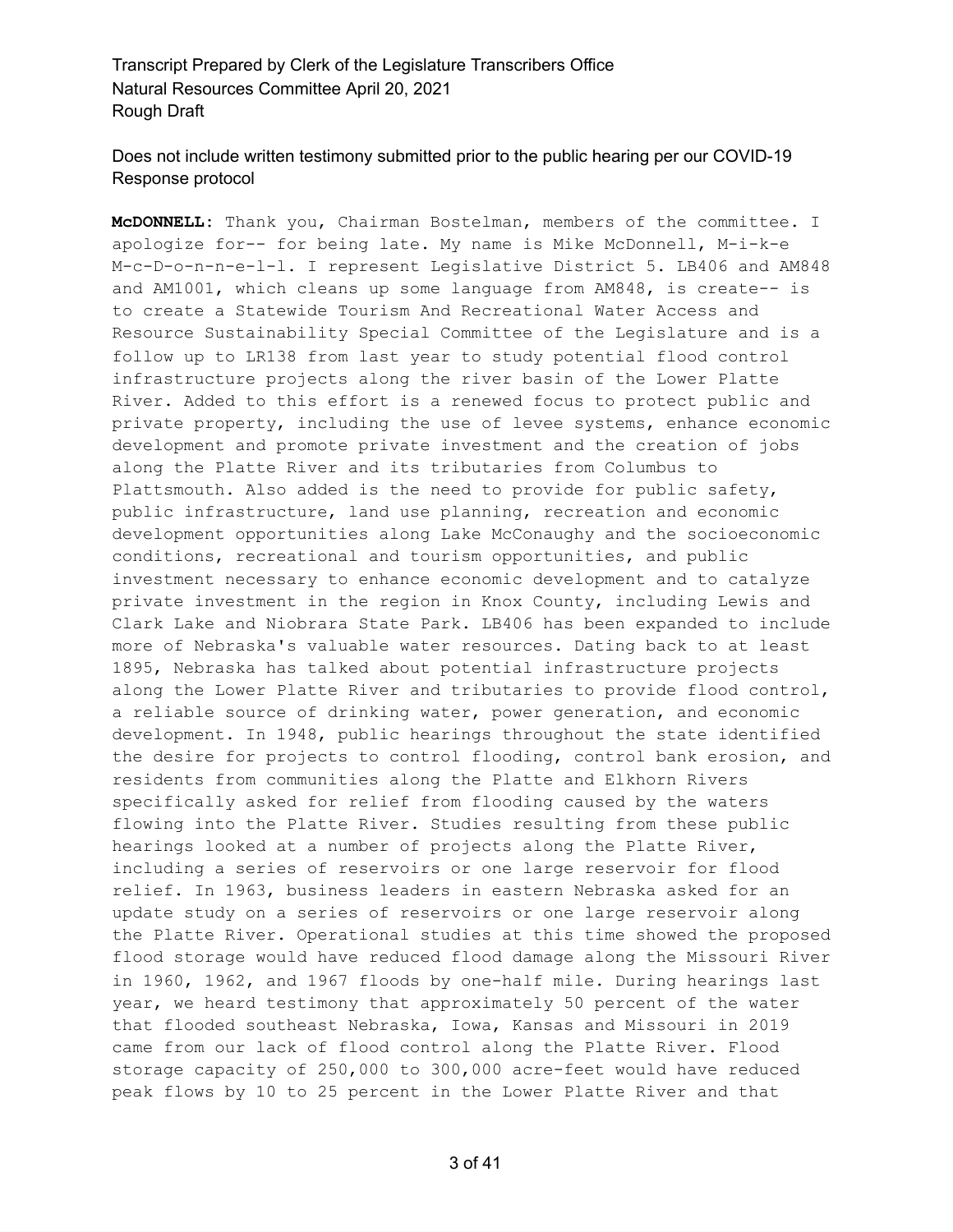Does not include written testimony submitted prior to the public hearing per our COVID-19 Response protocol

**McDONNELL:** Thank you, Chairman Bostelman, members of the committee. I apologize for-- for being late. My name is Mike McDonnell, M-i-k-e M-c-D-o-n-n-e-l-l. I represent Legislative District 5. LB406 and AM848 and AM1001, which cleans up some language from AM848, is create-- is to create a Statewide Tourism And Recreational Water Access and Resource Sustainability Special Committee of the Legislature and is a follow up to LR138 from last year to study potential flood control infrastructure projects along the river basin of the Lower Platte River. Added to this effort is a renewed focus to protect public and private property, including the use of levee systems, enhance economic development and promote private investment and the creation of jobs along the Platte River and its tributaries from Columbus to Plattsmouth. Also added is the need to provide for public safety, public infrastructure, land use planning, recreation and economic development opportunities along Lake McConaughy and the socioeconomic conditions, recreational and tourism opportunities, and public investment necessary to enhance economic development and to catalyze private investment in the region in Knox County, including Lewis and Clark Lake and Niobrara State Park. LB406 has been expanded to include more of Nebraska's valuable water resources. Dating back to at least 1895, Nebraska has talked about potential infrastructure projects along the Lower Platte River and tributaries to provide flood control, a reliable source of drinking water, power generation, and economic development. In 1948, public hearings throughout the state identified the desire for projects to control flooding, control bank erosion, and residents from communities along the Platte and Elkhorn Rivers specifically asked for relief from flooding caused by the waters flowing into the Platte River. Studies resulting from these public hearings looked at a number of projects along the Platte River, including a series of reservoirs or one large reservoir for flood relief. In 1963, business leaders in eastern Nebraska asked for an update study on a series of reservoirs or one large reservoir along the Platte River. Operational studies at this time showed the proposed flood storage would have reduced flood damage along the Missouri River in 1960, 1962, and 1967 floods by one-half mile. During hearings last year, we heard testimony that approximately 50 percent of the water that flooded southeast Nebraska, Iowa, Kansas and Missouri in 2019 came from our lack of flood control along the Platte River. Flood storage capacity of 250,000 to 300,000 acre-feet would have reduced peak flows by 10 to 25 percent in the Lower Platte River and that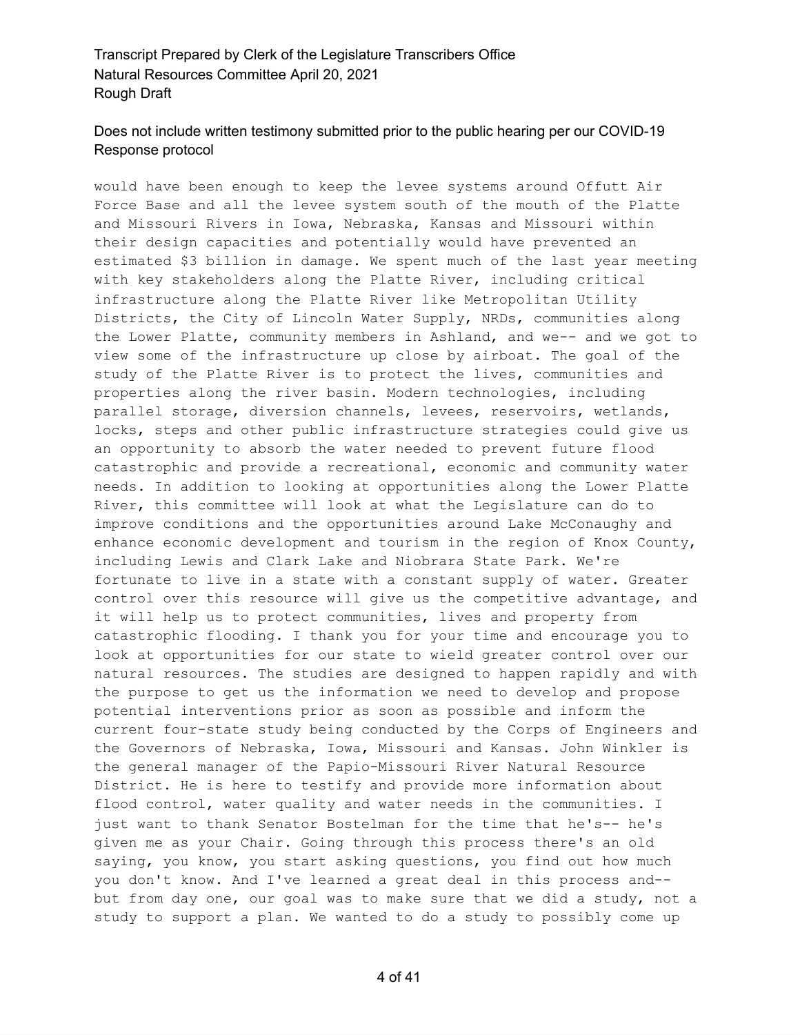would have been enough to keep the levee systems around Offutt Air Force Base and all the levee system south of the mouth of the Platte and Missouri Rivers in Iowa, Nebraska, Kansas and Missouri within their design capacities and potentially would have prevented an estimated $3 billion in damage. We spent much of the last year meeting with key stakeholders along the Platte River, including critical infrastructure along the Platte River like Metropolitan Utility Districts, the City of Lincoln Water Supply, NRDs, communities along the Lower Platte, community members in Ashland, and we-- and we got to view some of the infrastructure up close by airboat. The goal of the study of the Platte River is to protect the lives, communities and properties along the river basin. Modern technologies, including parallel storage, diversion channels, levees, reservoirs, wetlands, locks, steps and other public infrastructure strategies could give us an opportunity to absorb the water needed to prevent future flood catastrophic and provide a recreational, economic and community water needs. In addition to looking at opportunities along the Lower Platte River, this committee will look at what the Legislature can do to improve conditions and the opportunities around Lake McConaughy and enhance economic development and tourism in the region of Knox County, including Lewis and Clark Lake and Niobrara State Park. We're fortunate to live in a state with a constant supply of water. Greater control over this resource will give us the competitive advantage, and it will help us to protect communities, lives and property from catastrophic flooding. I thank you for your time and encourage you to look at opportunities for our state to wield greater control over our natural resources. The studies are designed to happen rapidly and with the purpose to get us the information we need to develop and propose potential interventions prior as soon as possible and inform the current four-state study being conducted by the Corps of Engineers and the Governors of Nebraska, Iowa, Missouri and Kansas. John Winkler is the general manager of the Papio-Missouri River Natural Resource District. He is here to testify and provide more information about flood control, water quality and water needs in the communities. I just want to thank Senator Bostelman for the time that he's-- he's given me as your Chair. Going through this process there's an old saying, you know, you start asking questions, you find out how much you don't know. And I've learned a great deal in this process and-- but from day one, our goal was to make sure that we did a study, not a study to support a plan. We wanted to do a study to possibly come up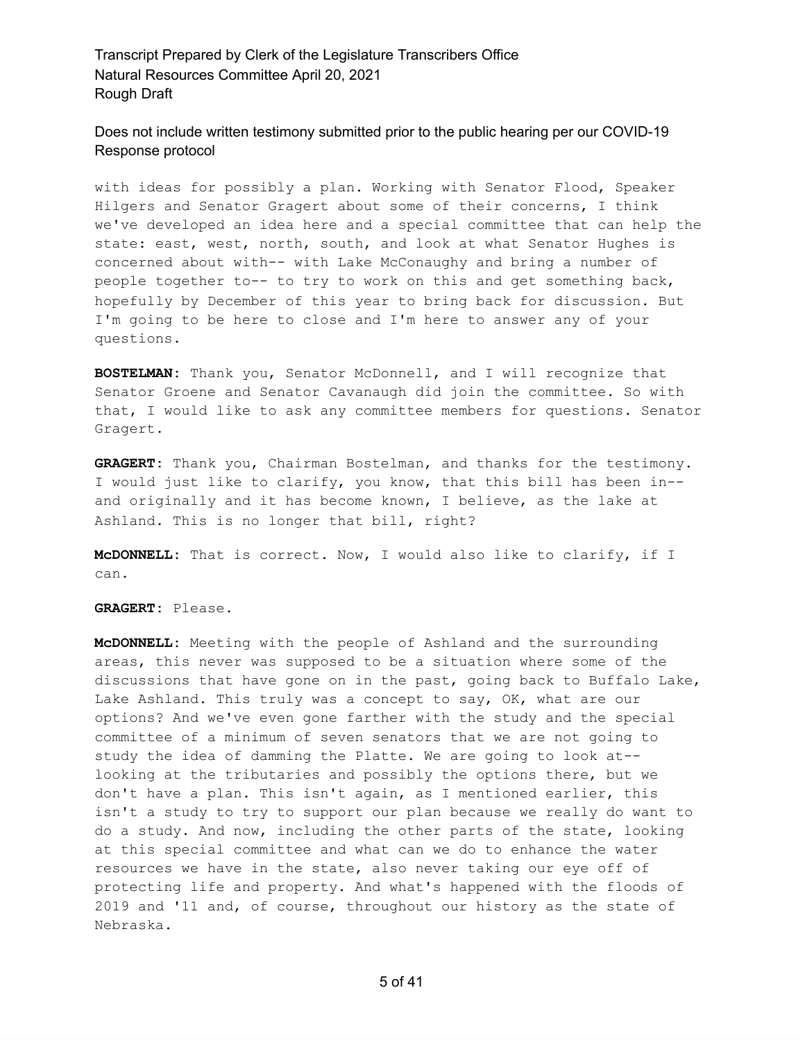with ideas for possibly a plan. Working with Senator Flood, Speaker Hilgers and Senator Gragert about some of their concerns, I think we've developed an idea here and a special committee that can help the state: east, west, north, south, and look at what Senator Hughes is concerned about with-- with Lake McConaughy and bring a number of people together to-- to try to work on this and get something back, hopefully by December of this year to bring back for discussion. But I'm going to be here to close and I'm here to answer any of your questions.

**BOSTELMAN:** Thank you, Senator McDonnell, and I will recognize that Senator Groene and Senator Cavanaugh did join the committee. So with that, I would like to ask any committee members for questions. Senator Gragert.

**GRAGERT:** Thank you, Chairman Bostelman, and thanks for the testimony. I would just like to clarify, you know, that this bill has been in-- and originally and it has become known, I believe, as the lake at Ashland. This is no longer that bill, right?

**McDONNELL:** That is correct. Now, I would also like to clarify, if I can.

**GRAGERT:** Please.

**McDONNELL:** Meeting with the people of Ashland and the surrounding areas, this never was supposed to be a situation where some of the discussions that have gone on in the past, going back to Buffalo Lake, Lake Ashland. This truly was a concept to say, OK, what are our options? And we've even gone farther with the study and the special committee of a minimum of seven senators that we are not going to study the idea of damming the Platte. We are going to look at-- looking at the tributaries and possibly the options there, but we don't have a plan. This isn't again, as I mentioned earlier, this isn't a study to try to support our plan because we really do want to do a study. And now, including the other parts of the state, looking at this special committee and what can we do to enhance the water resources we have in the state, also never taking our eye off of protecting life and property. And what's happened with the floods of 2019 and '11 and, of course, throughout our history as the state of Nebraska.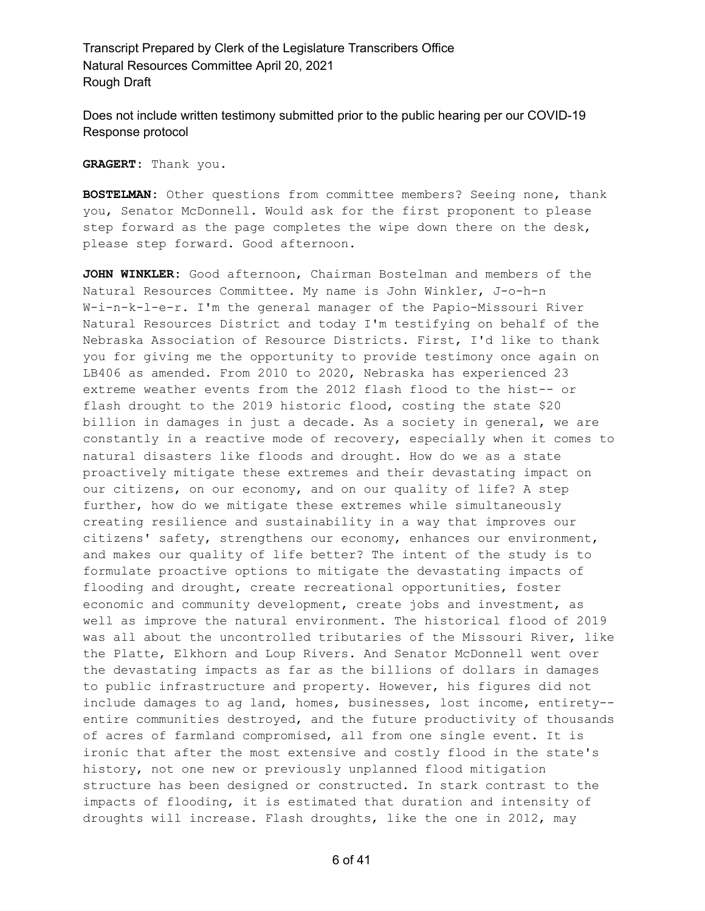**GRAGERT:** Thank you.

**BOSTELMAN:** Other questions from committee members? Seeing none, thank you, Senator McDonnell. Would ask for the first proponent to please step forward as the page completes the wipe down there on the desk, please step forward. Good afternoon.

**JOHN WINKLER:** Good afternoon, Chairman Bostelman and members of the Natural Resources Committee. My name is John Winkler, J-o-h-n W-i-n-k-l-e-r. I'm the general manager of the Papio-Missouri River Natural Resources District and today I'm testifying on behalf of the Nebraska Association of Resource Districts. First, I'd like to thank you for giving me the opportunity to provide testimony once again on LB406 as amended. From 2010 to 2020, Nebraska has experienced 23 extreme weather events from the 2012 flash flood to the hist-- or flash drought to the 2019 historic flood, costing the state $20 billion in damages in just a decade. As a society in general, we are constantly in a reactive mode of recovery, especially when it comes to natural disasters like floods and drought. How do we as a state proactively mitigate these extremes and their devastating impact on our citizens, on our economy, and on our quality of life? A step further, how do we mitigate these extremes while simultaneously creating resilience and sustainability in a way that improves our citizens' safety, strengthens our economy, enhances our environment, and makes our quality of life better? The intent of the study is to formulate proactive options to mitigate the devastating impacts of flooding and drought, create recreational opportunities, foster economic and community development, create jobs and investment, as well as improve the natural environment. The historical flood of 2019 was all about the uncontrolled tributaries of the Missouri River, like the Platte, Elkhorn and Loup Rivers. And Senator McDonnell went over the devastating impacts as far as the billions of dollars in damages to public infrastructure and property. However, his figures did not include damages to ag land, homes, businesses, lost income, entirety-- entire communities destroyed, and the future productivity of thousands of acres of farmland compromised, all from one single event. It is ironic that after the most extensive and costly flood in the state's history, not one new or previously unplanned flood mitigation structure has been designed or constructed. In stark contrast to the impacts of flooding, it is estimated that duration and intensity of droughts will increase. Flash droughts, like the one in 2012, may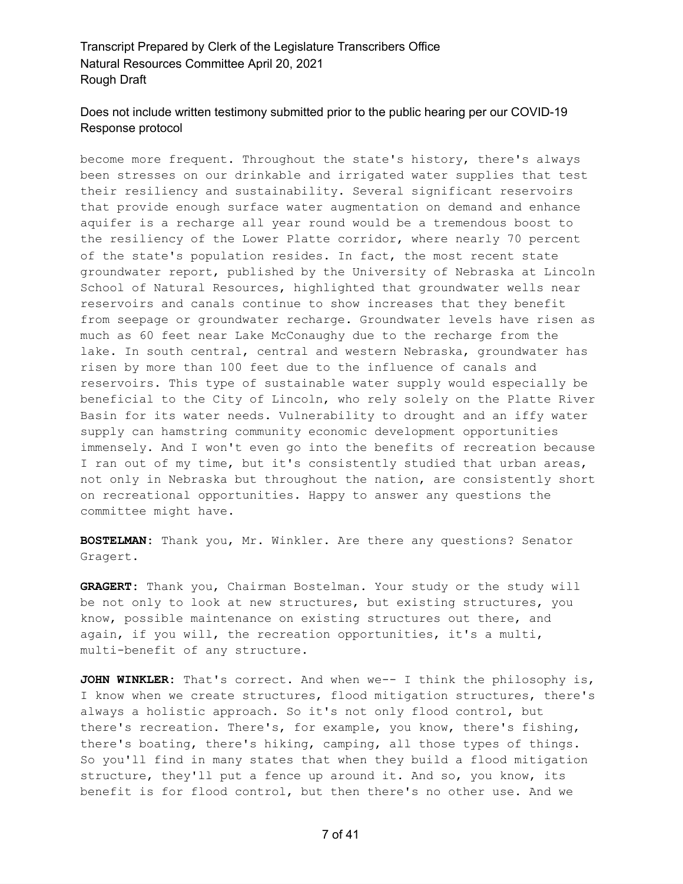become more frequent. Throughout the state's history, there's always been stresses on our drinkable and irrigated water supplies that test their resiliency and sustainability. Several significant reservoirs that provide enough surface water augmentation on demand and enhance aquifer is a recharge all year round would be a tremendous boost to the resiliency of the Lower Platte corridor, where nearly 70 percent of the state's population resides. In fact, the most recent state groundwater report, published by the University of Nebraska at Lincoln School of Natural Resources, highlighted that groundwater wells near reservoirs and canals continue to show increases that they benefit from seepage or groundwater recharge. Groundwater levels have risen as much as 60 feet near Lake McConaughy due to the recharge from the lake. In south central, central and western Nebraska, groundwater has risen by more than 100 feet due to the influence of canals and reservoirs. This type of sustainable water supply would especially be beneficial to the City of Lincoln, who rely solely on the Platte River Basin for its water needs. Vulnerability to drought and an iffy water supply can hamstring community economic development opportunities immensely. And I won't even go into the benefits of recreation because I ran out of my time, but it's consistently studied that urban areas, not only in Nebraska but throughout the nation, are consistently short on recreational opportunities. Happy to answer any questions the committee might have.

**BOSTELMAN:** Thank you, Mr. Winkler. Are there any questions? Senator Gragert.

**GRAGERT:** Thank you, Chairman Bostelman. Your study or the study will be not only to look at new structures, but existing structures, you know, possible maintenance on existing structures out there, and again, if you will, the recreation opportunities, it's a multi, multi-benefit of any structure.

**JOHN WINKLER:** That's correct. And when we-- I think the philosophy is, I know when we create structures, flood mitigation structures, there's always a holistic approach. So it's not only flood control, but there's recreation. There's, for example, you know, there's fishing, there's boating, there's hiking, camping, all those types of things. So you'll find in many states that when they build a flood mitigation structure, they'll put a fence up around it. And so, you know, its benefit is for flood control, but then there's no other use. And we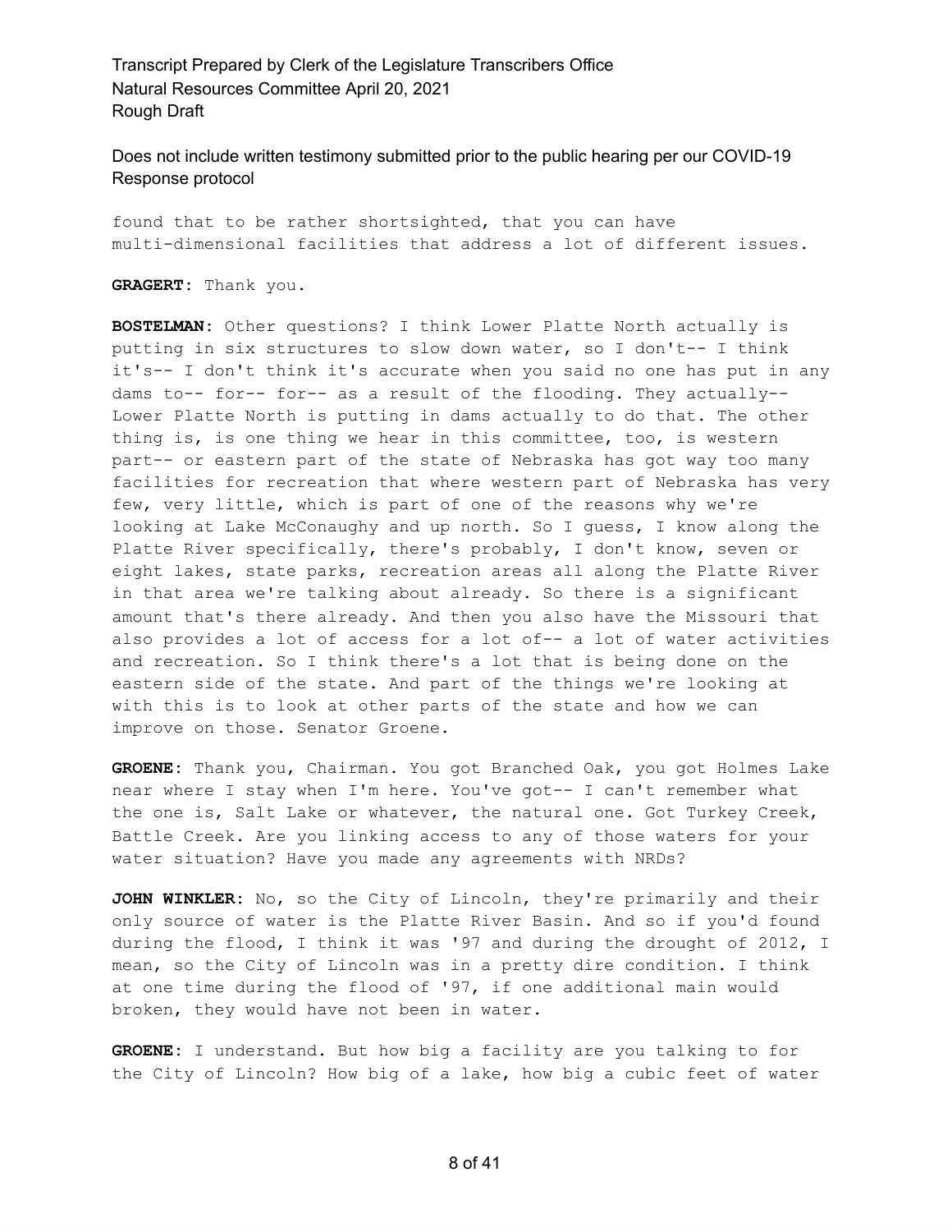found that to be rather shortsighted, that you can have multi-dimensional facilities that address a lot of different issues.

**GRAGERT:** Thank you.

**BOSTELMAN:** Other questions? I think Lower Platte North actually is putting in six structures to slow down water, so I don't-- I think it's-- I don't think it's accurate when you said no one has put in any dams to-- for-- for-- as a result of the flooding. They actually-- Lower Platte North is putting in dams actually to do that. The other thing is, is one thing we hear in this committee, too, is western part-- or eastern part of the state of Nebraska has got way too many facilities for recreation that where western part of Nebraska has very few, very little, which is part of one of the reasons why we're looking at Lake McConaughy and up north. So I guess, I know along the Platte River specifically, there's probably, I don't know, seven or eight lakes, state parks, recreation areas all along the Platte River in that area we're talking about already. So there is a significant amount that's there already. And then you also have the Missouri that also provides a lot of access for a lot of-- a lot of water activities and recreation. So I think there's a lot that is being done on the eastern side of the state. And part of the things we're looking at with this is to look at other parts of the state and how we can improve on those. Senator Groene.

**GROENE:** Thank you, Chairman. You got Branched Oak, you got Holmes Lake near where I stay when I'm here. You've got-- I can't remember what the one is, Salt Lake or whatever, the natural one. Got Turkey Creek, Battle Creek. Are you linking access to any of those waters for your water situation? Have you made any agreements with NRDs?

**JOHN WINKLER:** No, so the City of Lincoln, they're primarily and their only source of water is the Platte River Basin. And so if you'd found during the flood, I think it was '97 and during the drought of 2012, I mean, so the City of Lincoln was in a pretty dire condition. I think at one time during the flood of '97, if one additional main would broken, they would have not been in water.

**GROENE:** I understand. But how big a facility are you talking to for the City of Lincoln? How big of a lake, how big a cubic feet of water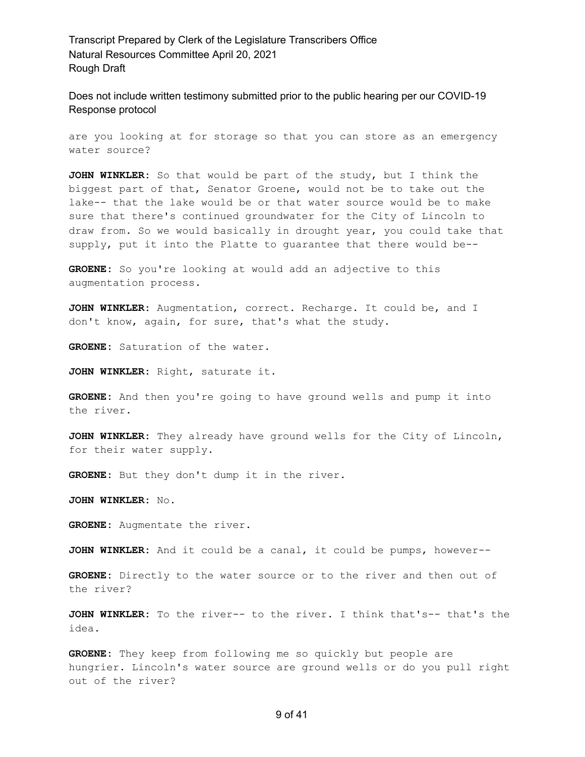are you looking at for storage so that you can store as an emergency water source?

**JOHN WINKLER:** So that would be part of the study, but I think the biggest part of that, Senator Groene, would not be to take out the lake-- that the lake would be or that water source would be to make sure that there's continued groundwater for the City of Lincoln to draw from. So we would basically in drought year, you could take that supply, put it into the Platte to guarantee that there would be--

**GROENE:** So you're looking at would add an adjective to this augmentation process.

**JOHN WINKLER:** Augmentation, correct. Recharge. It could be, and I don't know, again, for sure, that's what the study.

**GROENE:** Saturation of the water.

**JOHN WINKLER:** Right, saturate it.

**GROENE:** And then you're going to have ground wells and pump it into the river.

**JOHN WINKLER:** They already have ground wells for the City of Lincoln, for their water supply.

**GROENE:** But they don't dump it in the river.

**JOHN WINKLER:** No.

**GROENE:** Augmentate the river.

**JOHN WINKLER:** And it could be a canal, it could be pumps, however--

**GROENE:** Directly to the water source or to the river and then out of the river?

**JOHN WINKLER:** To the river-- to the river. I think that's-- that's the idea.

**GROENE:** They keep from following me so quickly but people are hungrier. Lincoln's water source are ground wells or do you pull right out of the river?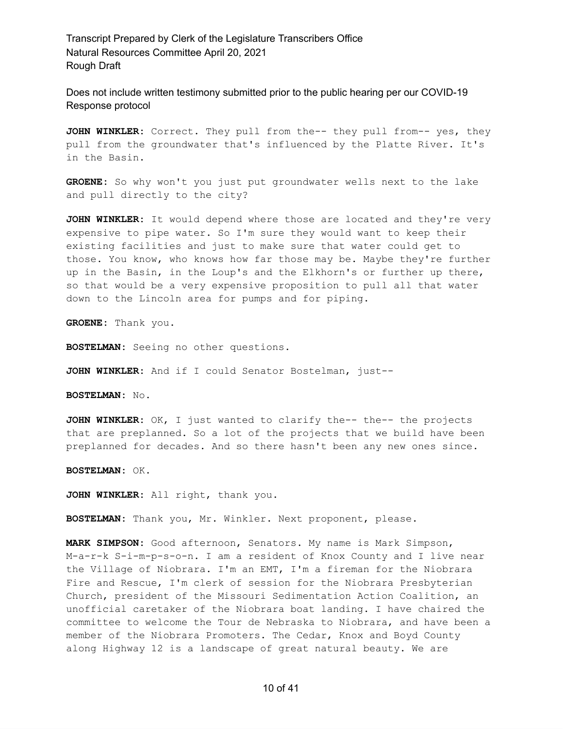**JOHN WINKLER:** Correct. They pull from the-- they pull from-- yes, they pull from the groundwater that's influenced by the Platte River. It's in the Basin.

**GROENE:** So why won't you just put groundwater wells next to the lake and pull directly to the city?

**JOHN WINKLER:** It would depend where those are located and they're very expensive to pipe water. So I'm sure they would want to keep their existing facilities and just to make sure that water could get to those. You know, who knows how far those may be. Maybe they're further up in the Basin, in the Loup's and the Elkhorn's or further up there, so that would be a very expensive proposition to pull all that water down to the Lincoln area for pumps and for piping.

**GROENE:** Thank you.

**BOSTELMAN:** Seeing no other questions.

**JOHN WINKLER:** And if I could Senator Bostelman, just--

**BOSTELMAN:** No.

**JOHN WINKLER:** OK, I just wanted to clarify the-- the-- the projects that are preplanned. So a lot of the projects that we build have been preplanned for decades. And so there hasn't been any new ones since.

**BOSTELMAN:** OK.

**JOHN WINKLER:** All right, thank you.

**BOSTELMAN:** Thank you, Mr. Winkler. Next proponent, please.

**MARK SIMPSON:** Good afternoon, Senators. My name is Mark Simpson, M-a-r-k S-i-m-p-s-o-n. I am a resident of Knox County and I live near the Village of Niobrara. I'm an EMT, I'm a fireman for the Niobrara Fire and Rescue, I'm clerk of session for the Niobrara Presbyterian Church, president of the Missouri Sedimentation Action Coalition, an unofficial caretaker of the Niobrara boat landing. I have chaired the committee to welcome the Tour de Nebraska to Niobrara, and have been a member of the Niobrara Promoters. The Cedar, Knox and Boyd County along Highway 12 is a landscape of great natural beauty. We are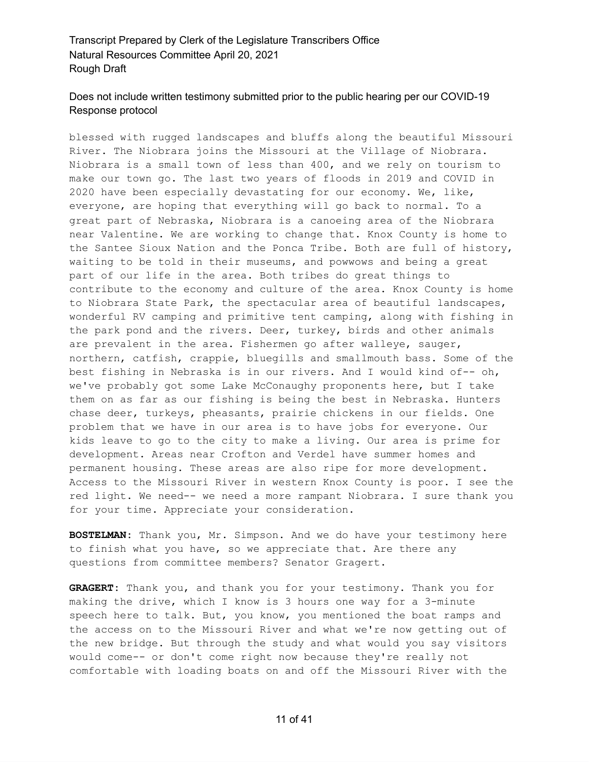blessed with rugged landscapes and bluffs along the beautiful Missouri River. The Niobrara joins the Missouri at the Village of Niobrara. Niobrara is a small town of less than 400, and we rely on tourism to make our town go. The last two years of floods in 2019 and COVID in 2020 have been especially devastating for our economy. We, like, everyone, are hoping that everything will go back to normal. To a great part of Nebraska, Niobrara is a canoeing area of the Niobrara near Valentine. We are working to change that. Knox County is home to the Santee Sioux Nation and the Ponca Tribe. Both are full of history, waiting to be told in their museums, and powwows and being a great part of our life in the area. Both tribes do great things to contribute to the economy and culture of the area. Knox County is home to Niobrara State Park, the spectacular area of beautiful landscapes, wonderful RV camping and primitive tent camping, along with fishing in the park pond and the rivers. Deer, turkey, birds and other animals are prevalent in the area. Fishermen go after walleye, sauger, northern, catfish, crappie, bluegills and smallmouth bass. Some of the best fishing in Nebraska is in our rivers. And I would kind of-- oh, we've probably got some Lake McConaughy proponents here, but I take them on as far as our fishing is being the best in Nebraska. Hunters chase deer, turkeys, pheasants, prairie chickens in our fields. One problem that we have in our area is to have jobs for everyone. Our kids leave to go to the city to make a living. Our area is prime for development. Areas near Crofton and Verdel have summer homes and permanent housing. These areas are also ripe for more development. Access to the Missouri River in western Knox County is poor. I see the red light. We need-- we need a more rampant Niobrara. I sure thank you for your time. Appreciate your consideration.

**BOSTELMAN:** Thank you, Mr. Simpson. And we do have your testimony here to finish what you have, so we appreciate that. Are there any questions from committee members? Senator Gragert.

**GRAGERT:** Thank you, and thank you for your testimony. Thank you for making the drive, which I know is 3 hours one way for a 3-minute speech here to talk. But, you know, you mentioned the boat ramps and the access on to the Missouri River and what we're now getting out of the new bridge. But through the study and what would you say visitors would come-- or don't come right now because they're really not comfortable with loading boats on and off the Missouri River with the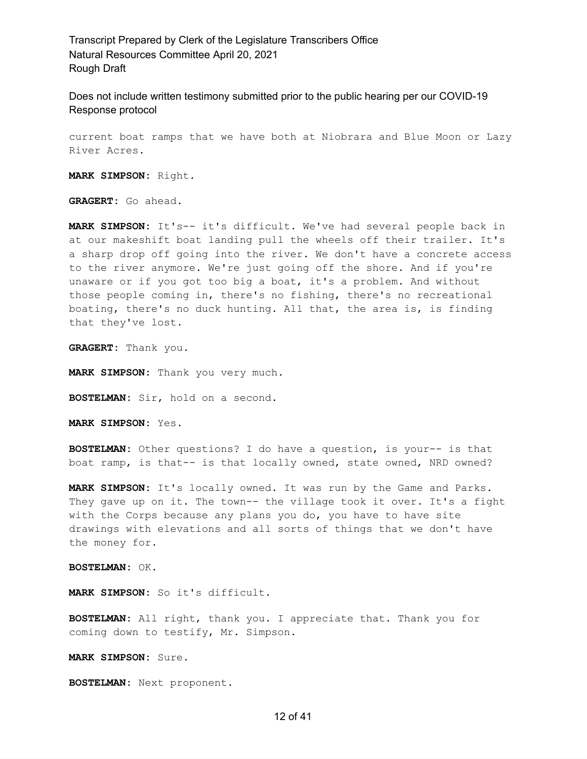current boat ramps that we have both at Niobrara and Blue Moon or Lazy River Acres.

**MARK SIMPSON:** Right.

**GRAGERT:** Go ahead.

**MARK SIMPSON:** It's-- it's difficult. We've had several people back in at our makeshift boat landing pull the wheels off their trailer. It's a sharp drop off going into the river. We don't have a concrete access to the river anymore. We're just going off the shore. And if you're unaware or if you got too big a boat, it's a problem. And without those people coming in, there's no fishing, there's no recreational boating, there's no duck hunting. All that, the area is, is finding that they've lost.

**GRAGERT:** Thank you.

**MARK SIMPSON:** Thank you very much.

**BOSTELMAN:** Sir, hold on a second.

**MARK SIMPSON:** Yes.

**BOSTELMAN:** Other questions? I do have a question, is your-- is that boat ramp, is that-- is that locally owned, state owned, NRD owned?

**MARK SIMPSON:** It's locally owned. It was run by the Game and Parks. They gave up on it. The town-- the village took it over. It's a fight with the Corps because any plans you do, you have to have site drawings with elevations and all sorts of things that we don't have the money for.

**BOSTELMAN:** OK.

**MARK SIMPSON:** So it's difficult.

**BOSTELMAN:** All right, thank you. I appreciate that. Thank you for coming down to testify, Mr. Simpson.

**MARK SIMPSON:** Sure.

**BOSTELMAN:** Next proponent.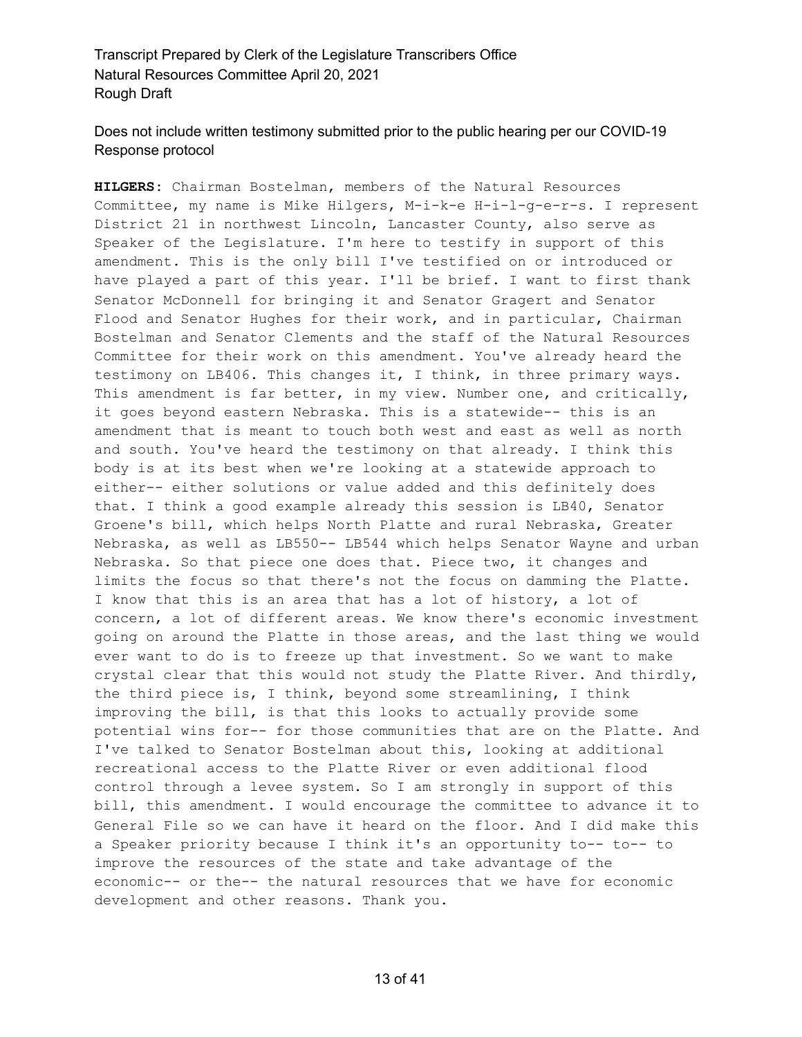Does not include written testimony submitted prior to the public hearing per our COVID-19 Response protocol

**HILGERS:** Chairman Bostelman, members of the Natural Resources Committee, my name is Mike Hilgers, M-i-k-e H-i-l-g-e-r-s. I represent District 21 in northwest Lincoln, Lancaster County, also serve as Speaker of the Legislature. I'm here to testify in support of this amendment. This is the only bill I've testified on or introduced or have played a part of this year. I'll be brief. I want to first thank Senator McDonnell for bringing it and Senator Gragert and Senator Flood and Senator Hughes for their work, and in particular, Chairman Bostelman and Senator Clements and the staff of the Natural Resources Committee for their work on this amendment. You've already heard the testimony on LB406. This changes it, I think, in three primary ways. This amendment is far better, in my view. Number one, and critically, it goes beyond eastern Nebraska. This is a statewide-- this is an amendment that is meant to touch both west and east as well as north and south. You've heard the testimony on that already. I think this body is at its best when we're looking at a statewide approach to either-- either solutions or value added and this definitely does that. I think a good example already this session is LB40, Senator Groene's bill, which helps North Platte and rural Nebraska, Greater Nebraska, as well as LB550-- LB544 which helps Senator Wayne and urban Nebraska. So that piece one does that. Piece two, it changes and limits the focus so that there's not the focus on damming the Platte. I know that this is an area that has a lot of history, a lot of concern, a lot of different areas. We know there's economic investment going on around the Platte in those areas, and the last thing we would ever want to do is to freeze up that investment. So we want to make crystal clear that this would not study the Platte River. And thirdly, the third piece is, I think, beyond some streamlining, I think improving the bill, is that this looks to actually provide some potential wins for-- for those communities that are on the Platte. And I've talked to Senator Bostelman about this, looking at additional recreational access to the Platte River or even additional flood control through a levee system. So I am strongly in support of this bill, this amendment. I would encourage the committee to advance it to General File so we can have it heard on the floor. And I did make this a Speaker priority because I think it's an opportunity to-- to-- to improve the resources of the state and take advantage of the economic-- or the-- the natural resources that we have for economic development and other reasons. Thank you.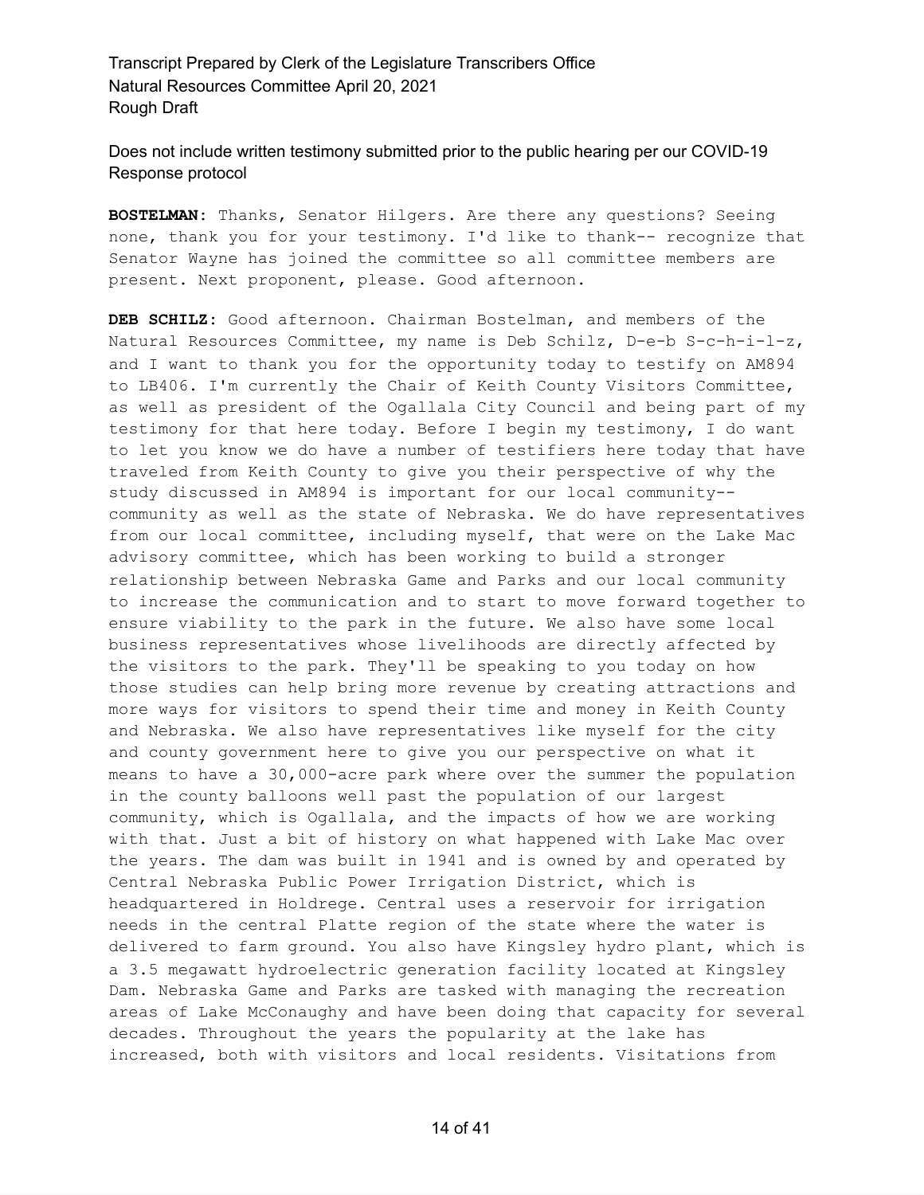**BOSTELMAN:** Thanks, Senator Hilgers. Are there any questions? Seeing none, thank you for your testimony. I'd like to thank-- recognize that Senator Wayne has joined the committee so all committee members are present. Next proponent, please. Good afternoon.

**DEB SCHILZ:** Good afternoon. Chairman Bostelman, and members of the Natural Resources Committee, my name is Deb Schilz, D-e-b S-c-h-i-l-z, and I want to thank you for the opportunity today to testify on AM894 to LB406. I'm currently the Chair of Keith County Visitors Committee, as well as president of the Ogallala City Council and being part of my testimony for that here today. Before I begin my testimony, I do want to let you know we do have a number of testifiers here today that have traveled from Keith County to give you their perspective of why the study discussed in AM894 is important for our local community-- community as well as the state of Nebraska. We do have representatives from our local committee, including myself, that were on the Lake Mac advisory committee, which has been working to build a stronger relationship between Nebraska Game and Parks and our local community to increase the communication and to start to move forward together to ensure viability to the park in the future. We also have some local business representatives whose livelihoods are directly affected by the visitors to the park. They'll be speaking to you today on how those studies can help bring more revenue by creating attractions and more ways for visitors to spend their time and money in Keith County and Nebraska. We also have representatives like myself for the city and county government here to give you our perspective on what it means to have a 30,000-acre park where over the summer the population in the county balloons well past the population of our largest community, which is Ogallala, and the impacts of how we are working with that. Just a bit of history on what happened with Lake Mac over the years. The dam was built in 1941 and is owned by and operated by Central Nebraska Public Power Irrigation District, which is headquartered in Holdrege. Central uses a reservoir for irrigation needs in the central Platte region of the state where the water is delivered to farm ground. You also have Kingsley hydro plant, which is a 3.5 megawatt hydroelectric generation facility located at Kingsley Dam. Nebraska Game and Parks are tasked with managing the recreation areas of Lake McConaughy and have been doing that capacity for several decades. Throughout the years the popularity at the lake has increased, both with visitors and local residents. Visitations from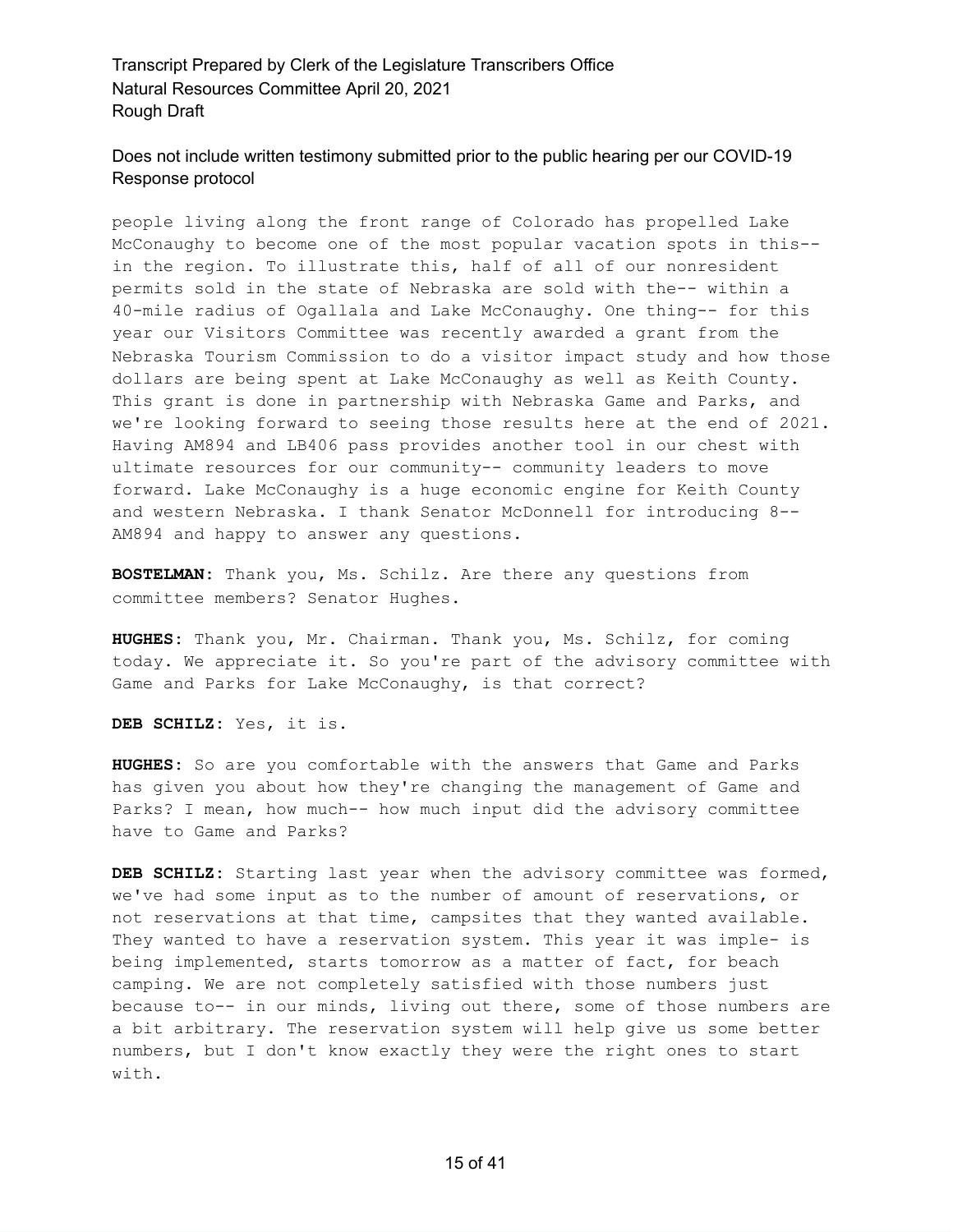people living along the front range of Colorado has propelled Lake McConaughy to become one of the most popular vacation spots in this-- in the region. To illustrate this, half of all of our nonresident permits sold in the state of Nebraska are sold with the-- within a 40-mile radius of Ogallala and Lake McConaughy. One thing-- for this year our Visitors Committee was recently awarded a grant from the Nebraska Tourism Commission to do a visitor impact study and how those dollars are being spent at Lake McConaughy as well as Keith County. This grant is done in partnership with Nebraska Game and Parks, and we're looking forward to seeing those results here at the end of 2021. Having AM894 and LB406 pass provides another tool in our chest with ultimate resources for our community-- community leaders to move forward. Lake McConaughy is a huge economic engine for Keith County and western Nebraska. I thank Senator McDonnell for introducing 8-- AM894 and happy to answer any questions.

**BOSTELMAN:** Thank you, Ms. Schilz. Are there any questions from committee members? Senator Hughes.

**HUGHES:** Thank you, Mr. Chairman. Thank you, Ms. Schilz, for coming today. We appreciate it. So you're part of the advisory committee with Game and Parks for Lake McConaughy, is that correct?

**DEB SCHILZ:** Yes, it is.

**HUGHES:** So are you comfortable with the answers that Game and Parks has given you about how they're changing the management of Game and Parks? I mean, how much-- how much input did the advisory committee have to Game and Parks?

**DEB SCHILZ:** Starting last year when the advisory committee was formed, we've had some input as to the number of amount of reservations, or not reservations at that time, campsites that they wanted available. They wanted to have a reservation system. This year it was imple- is being implemented, starts tomorrow as a matter of fact, for beach camping. We are not completely satisfied with those numbers just because to-- in our minds, living out there, some of those numbers are a bit arbitrary. The reservation system will help give us some better numbers, but I don't know exactly they were the right ones to start with.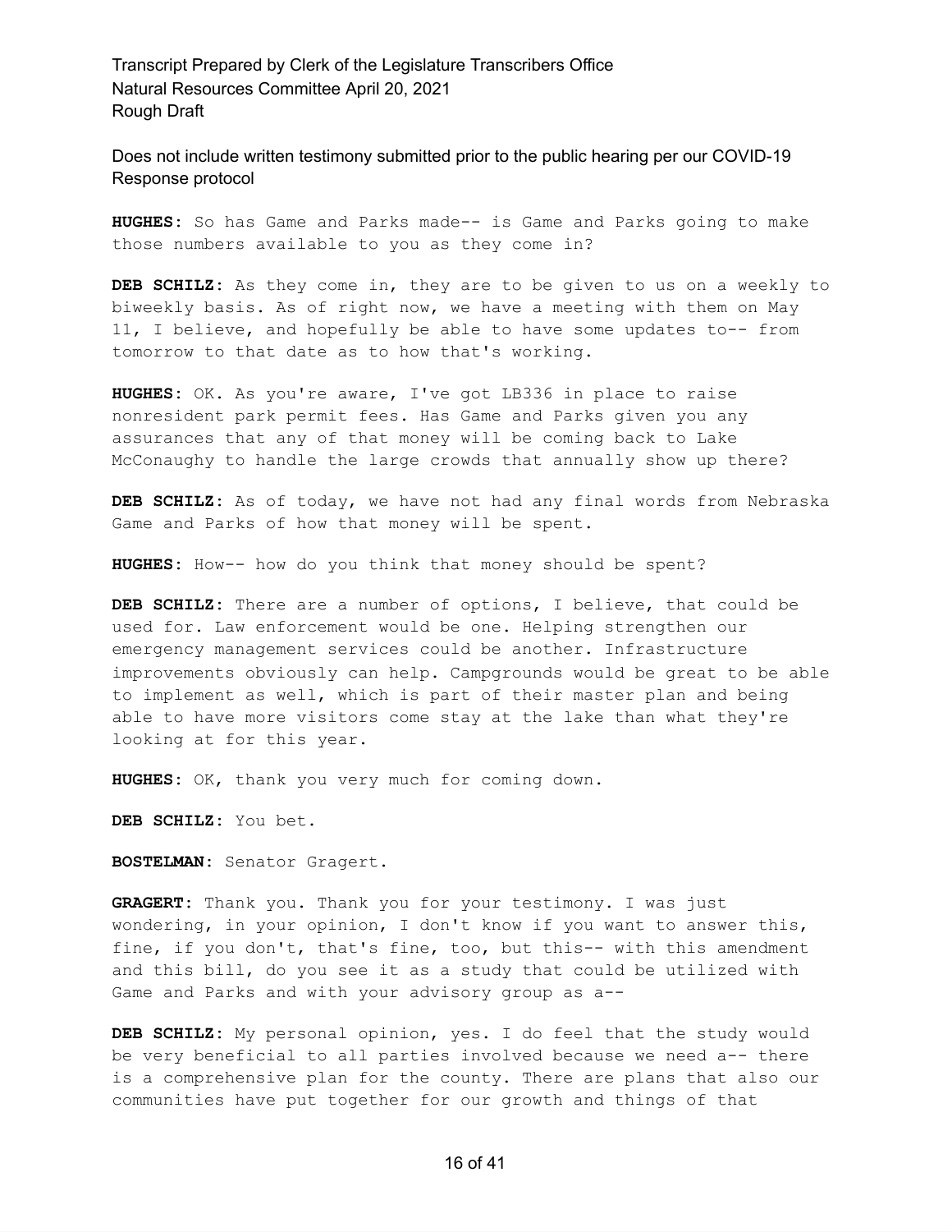**HUGHES:** So has Game and Parks made-- is Game and Parks going to make those numbers available to you as they come in?

**DEB SCHILZ:** As they come in, they are to be given to us on a weekly to biweekly basis. As of right now, we have a meeting with them on May 11, I believe, and hopefully be able to have some updates to-- from tomorrow to that date as to how that's working.

**HUGHES:** OK. As you're aware, I've got LB336 in place to raise nonresident park permit fees. Has Game and Parks given you any assurances that any of that money will be coming back to Lake McConaughy to handle the large crowds that annually show up there?

**DEB SCHILZ:** As of today, we have not had any final words from Nebraska Game and Parks of how that money will be spent.

**HUGHES:** How-- how do you think that money should be spent?

**DEB SCHILZ:** There are a number of options, I believe, that could be used for. Law enforcement would be one. Helping strengthen our emergency management services could be another. Infrastructure improvements obviously can help. Campgrounds would be great to be able to implement as well, which is part of their master plan and being able to have more visitors come stay at the lake than what they're looking at for this year.

**HUGHES:** OK, thank you very much for coming down.

**DEB SCHILZ:** You bet.

**BOSTELMAN:** Senator Gragert.

**GRAGERT:** Thank you. Thank you for your testimony. I was just wondering, in your opinion, I don't know if you want to answer this, fine, if you don't, that's fine, too, but this-- with this amendment and this bill, do you see it as a study that could be utilized with Game and Parks and with your advisory group as a--

**DEB SCHILZ:** My personal opinion, yes. I do feel that the study would be very beneficial to all parties involved because we need a-- there is a comprehensive plan for the county. There are plans that also our communities have put together for our growth and things of that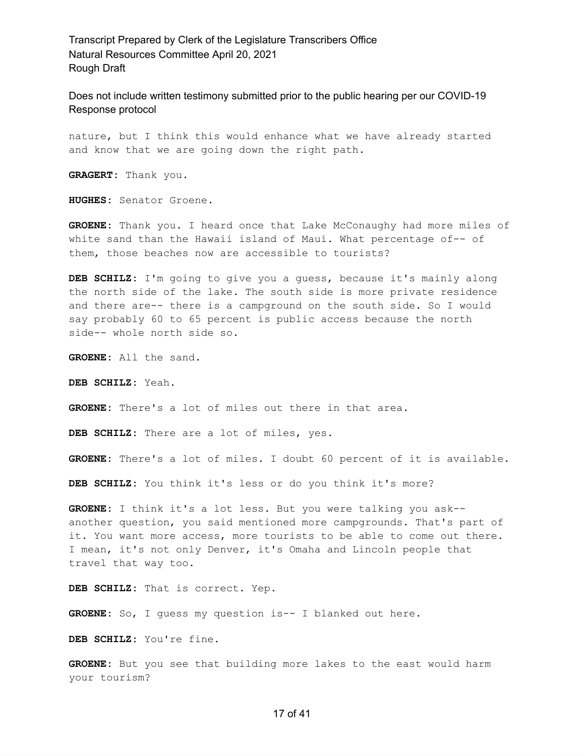nature, but I think this would enhance what we have already started and know that we are going down the right path.

**GRAGERT:** Thank you.

**HUGHES:** Senator Groene.

**GROENE:** Thank you. I heard once that Lake McConaughy had more miles of white sand than the Hawaii island of Maui. What percentage of-- of them, those beaches now are accessible to tourists?

**DEB SCHILZ:** I'm going to give you a guess, because it's mainly along the north side of the lake. The south side is more private residence and there are-- there is a campground on the south side. So I would say probably 60 to 65 percent is public access because the north side-- whole north side so.

**GROENE:** All the sand.

**DEB SCHILZ:** Yeah.

**GROENE:** There's a lot of miles out there in that area.

**DEB SCHILZ:** There are a lot of miles, yes.

**GROENE:** There's a lot of miles. I doubt 60 percent of it is available.

**DEB SCHILZ:** You think it's less or do you think it's more?

**GROENE:** I think it's a lot less. But you were talking you ask-- another question, you said mentioned more campgrounds. That's part of it. You want more access, more tourists to be able to come out there. I mean, it's not only Denver, it's Omaha and Lincoln people that travel that way too.

**DEB SCHILZ:** That is correct. Yep.

**GROENE:** So, I guess my question is-- I blanked out here.

**DEB SCHILZ:** You're fine.

**GROENE:** But you see that building more lakes to the east would harm your tourism?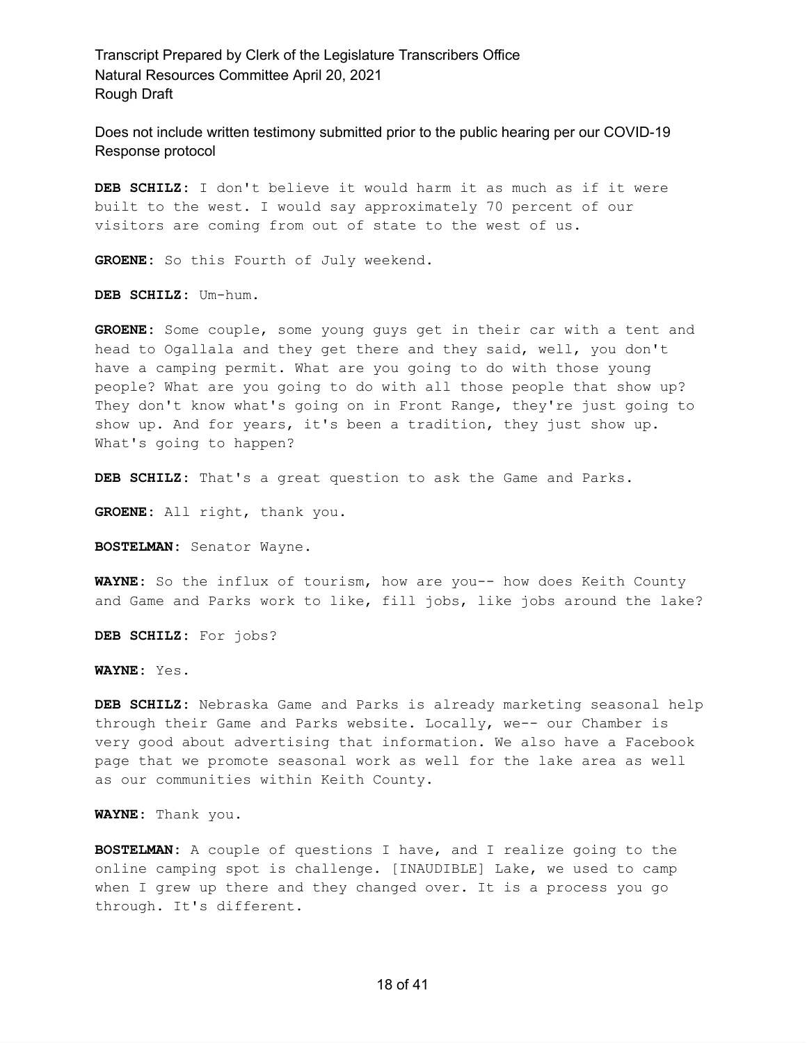**DEB SCHILZ:** I don't believe it would harm it as much as if it were built to the west. I would say approximately 70 percent of our visitors are coming from out of state to the west of us.

**GROENE:** So this Fourth of July weekend.

**DEB SCHILZ:** Um-hum.

**GROENE:** Some couple, some young guys get in their car with a tent and head to Ogallala and they get there and they said, well, you don't have a camping permit. What are you going to do with those young people? What are you going to do with all those people that show up? They don't know what's going on in Front Range, they're just going to show up. And for years, it's been a tradition, they just show up. What's going to happen?

**DEB SCHILZ:** That's a great question to ask the Game and Parks.

**GROENE:** All right, thank you.

**BOSTELMAN:** Senator Wayne.

**WAYNE:** So the influx of tourism, how are you-- how does Keith County and Game and Parks work to like, fill jobs, like jobs around the lake?

**DEB SCHILZ:** For jobs?

**WAYNE:** Yes.

**DEB SCHILZ:** Nebraska Game and Parks is already marketing seasonal help through their Game and Parks website. Locally, we-- our Chamber is very good about advertising that information. We also have a Facebook page that we promote seasonal work as well for the lake area as well as our communities within Keith County.

**WAYNE:** Thank you.

**BOSTELMAN:** A couple of questions I have, and I realize going to the online camping spot is challenge. [INAUDIBLE] Lake, we used to camp when I grew up there and they changed over. It is a process you go through. It's different.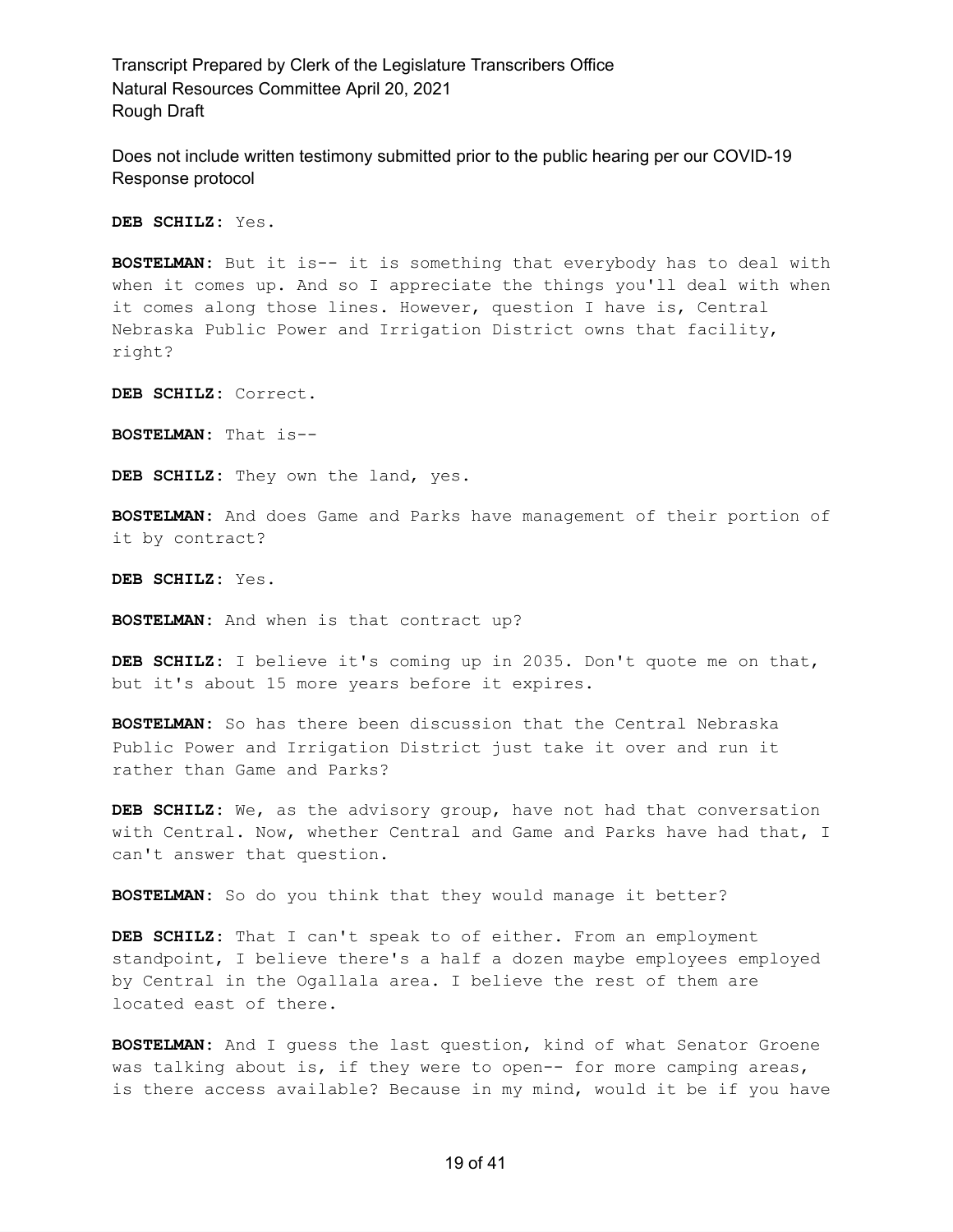**DEB SCHILZ:** Yes.

**BOSTELMAN:** But it is-- it is something that everybody has to deal with when it comes up. And so I appreciate the things you'll deal with when it comes along those lines. However, question I have is, Central Nebraska Public Power and Irrigation District owns that facility, right?

**DEB SCHILZ:** Correct.

**BOSTELMAN:** That is--

**DEB SCHILZ:** They own the land, yes.

**BOSTELMAN:** And does Game and Parks have management of their portion of it by contract?

**DEB SCHILZ:** Yes.

**BOSTELMAN:** And when is that contract up?

**DEB SCHILZ:** I believe it's coming up in 2035. Don't quote me on that, but it's about 15 more years before it expires.

**BOSTELMAN:** So has there been discussion that the Central Nebraska Public Power and Irrigation District just take it over and run it rather than Game and Parks?

**DEB SCHILZ:** We, as the advisory group, have not had that conversation with Central. Now, whether Central and Game and Parks have had that, I can't answer that question.

**BOSTELMAN:** So do you think that they would manage it better?

**DEB SCHILZ:** That I can't speak to of either. From an employment standpoint, I believe there's a half a dozen maybe employees employed by Central in the Ogallala area. I believe the rest of them are located east of there.

**BOSTELMAN:** And I guess the last question, kind of what Senator Groene was talking about is, if they were to open-- for more camping areas, is there access available? Because in my mind, would it be if you have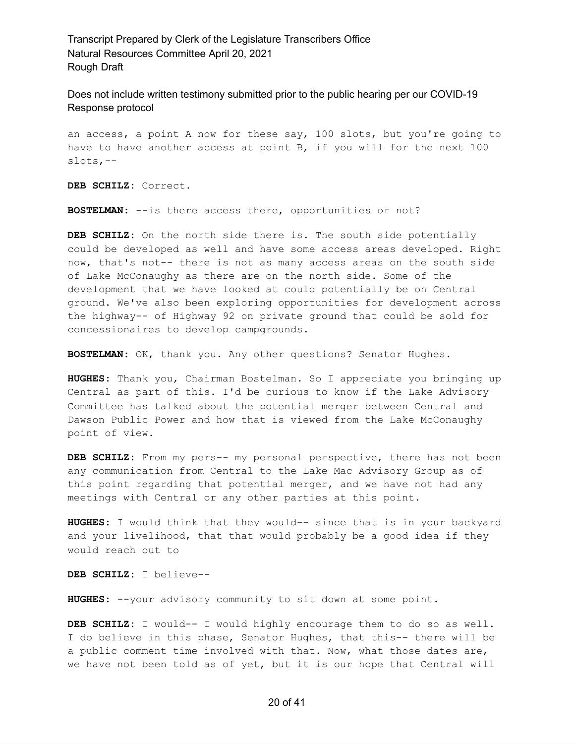an access, a point A now for these say, 100 slots, but you're going to have to have another access at point B, if you will for the next 100 slots,--

**DEB SCHILZ:** Correct.

**BOSTELMAN:** --is there access there, opportunities or not?

**DEB SCHILZ:** On the north side there is. The south side potentially could be developed as well and have some access areas developed. Right now, that's not-- there is not as many access areas on the south side of Lake McConaughy as there are on the north side. Some of the development that we have looked at could potentially be on Central ground. We've also been exploring opportunities for development across the highway-- of Highway 92 on private ground that could be sold for concessionaires to develop campgrounds.

**BOSTELMAN:** OK, thank you. Any other questions? Senator Hughes.

**HUGHES:** Thank you, Chairman Bostelman. So I appreciate you bringing up Central as part of this. I'd be curious to know if the Lake Advisory Committee has talked about the potential merger between Central and Dawson Public Power and how that is viewed from the Lake McConaughy point of view.

**DEB SCHILZ:** From my pers-- my personal perspective, there has not been any communication from Central to the Lake Mac Advisory Group as of this point regarding that potential merger, and we have not had any meetings with Central or any other parties at this point.

**HUGHES:** I would think that they would-- since that is in your backyard and your livelihood, that that would probably be a good idea if they would reach out to

**DEB SCHILZ:** I believe--

**HUGHES:** --your advisory community to sit down at some point.

**DEB SCHILZ:** I would-- I would highly encourage them to do so as well. I do believe in this phase, Senator Hughes, that this-- there will be a public comment time involved with that. Now, what those dates are, we have not been told as of yet, but it is our hope that Central will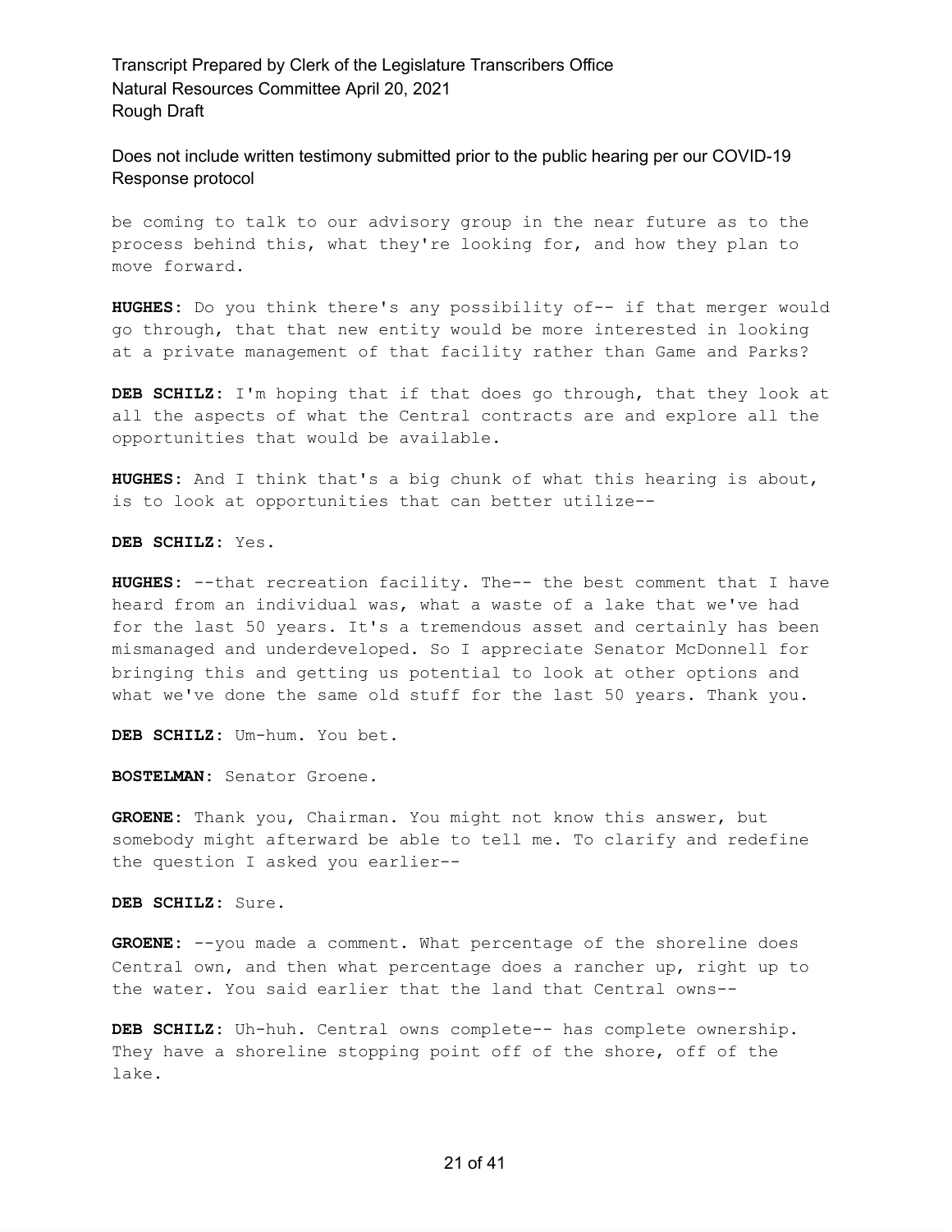be coming to talk to our advisory group in the near future as to the process behind this, what they're looking for, and how they plan to move forward.

**HUGHES:** Do you think there's any possibility of-- if that merger would go through, that that new entity would be more interested in looking at a private management of that facility rather than Game and Parks?

**DEB SCHILZ:** I'm hoping that if that does go through, that they look at all the aspects of what the Central contracts are and explore all the opportunities that would be available.

**HUGHES:** And I think that's a big chunk of what this hearing is about, is to look at opportunities that can better utilize--

**DEB SCHILZ:** Yes.

**HUGHES:** --that recreation facility. The-- the best comment that I have heard from an individual was, what a waste of a lake that we've had for the last 50 years. It's a tremendous asset and certainly has been mismanaged and underdeveloped. So I appreciate Senator McDonnell for bringing this and getting us potential to look at other options and what we've done the same old stuff for the last 50 years. Thank you.

**DEB SCHILZ:** Um-hum. You bet.

**BOSTELMAN:** Senator Groene.

**GROENE:** Thank you, Chairman. You might not know this answer, but somebody might afterward be able to tell me. To clarify and redefine the question I asked you earlier--

**DEB SCHILZ:** Sure.

**GROENE:** --you made a comment. What percentage of the shoreline does Central own, and then what percentage does a rancher up, right up to the water. You said earlier that the land that Central owns--

**DEB SCHILZ:** Uh-huh. Central owns complete-- has complete ownership. They have a shoreline stopping point off of the shore, off of the lake.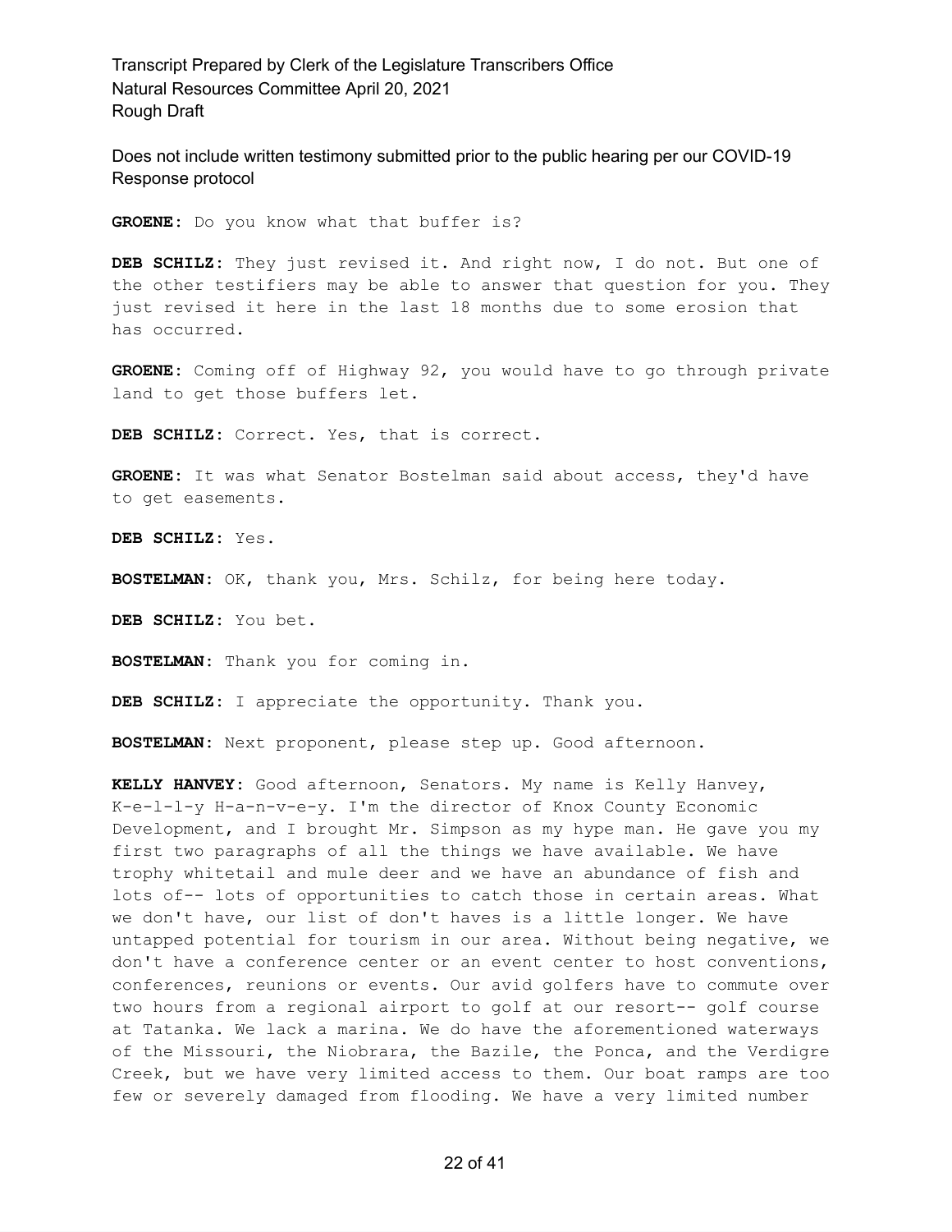**GROENE:** Do you know what that buffer is?

**DEB SCHILZ:** They just revised it. And right now, I do not. But one of the other testifiers may be able to answer that question for you. They just revised it here in the last 18 months due to some erosion that has occurred.

**GROENE:** Coming off of Highway 92, you would have to go through private land to get those buffers let.

**DEB SCHILZ:** Correct. Yes, that is correct.

**GROENE:** It was what Senator Bostelman said about access, they'd have to get easements.

**DEB SCHILZ:** Yes.

**BOSTELMAN:** OK, thank you, Mrs. Schilz, for being here today.

**DEB SCHILZ:** You bet.

**BOSTELMAN:** Thank you for coming in.

**DEB SCHILZ:** I appreciate the opportunity. Thank you.

**BOSTELMAN:** Next proponent, please step up. Good afternoon.

**KELLY HANVEY:** Good afternoon, Senators. My name is Kelly Hanvey, K-e-l-l-y H-a-n-v-e-y. I'm the director of Knox County Economic Development, and I brought Mr. Simpson as my hype man. He gave you my first two paragraphs of all the things we have available. We have trophy whitetail and mule deer and we have an abundance of fish and lots of-- lots of opportunities to catch those in certain areas. What we don't have, our list of don't haves is a little longer. We have untapped potential for tourism in our area. Without being negative, we don't have a conference center or an event center to host conventions, conferences, reunions or events. Our avid golfers have to commute over two hours from a regional airport to golf at our resort-- golf course at Tatanka. We lack a marina. We do have the aforementioned waterways of the Missouri, the Niobrara, the Bazile, the Ponca, and the Verdigre Creek, but we have very limited access to them. Our boat ramps are too few or severely damaged from flooding. We have a very limited number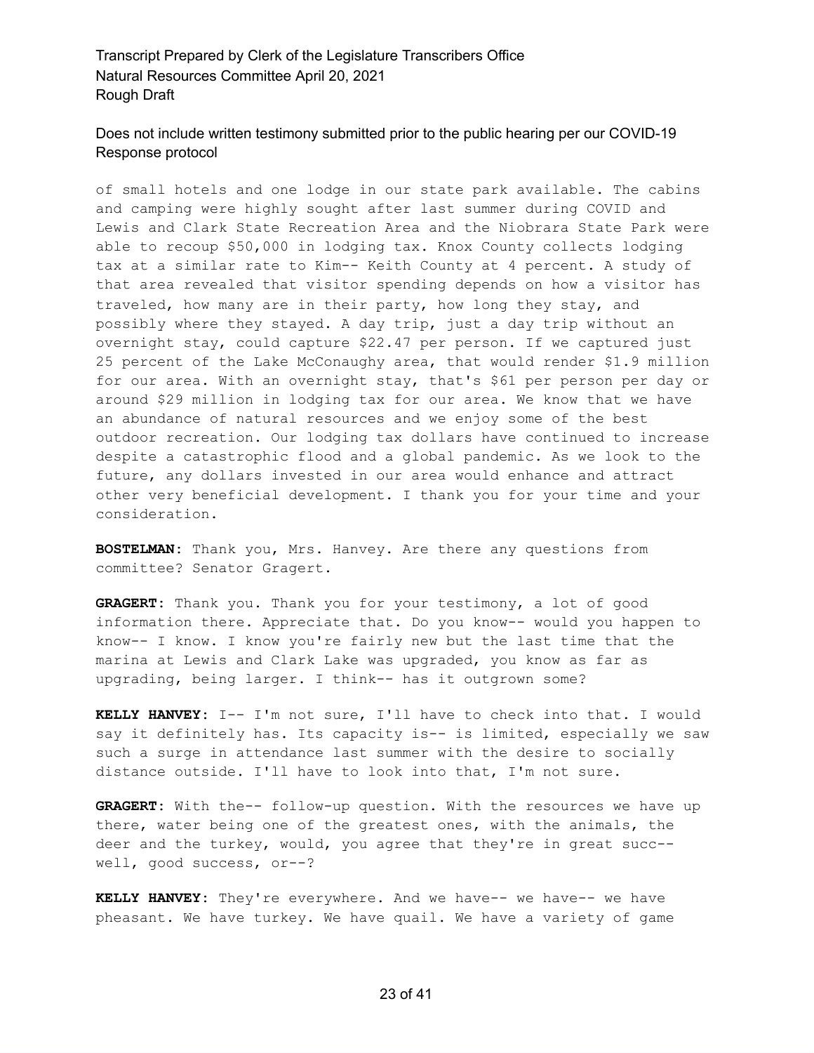of small hotels and one lodge in our state park available. The cabins and camping were highly sought after last summer during COVID and Lewis and Clark State Recreation Area and the Niobrara State Park were able to recoup $50,000 in lodging tax. Knox County collects lodging tax at a similar rate to Kim-- Keith County at 4 percent. A study of that area revealed that visitor spending depends on how a visitor has traveled, how many are in their party, how long they stay, and possibly where they stayed. A day trip, just a day trip without an overnight stay, could capture $22.47 per person. If we captured just 25 percent of the Lake McConaughy area, that would render $1.9 million for our area. With an overnight stay, that's $61 per person per day or around $29 million in lodging tax for our area. We know that we have an abundance of natural resources and we enjoy some of the best outdoor recreation. Our lodging tax dollars have continued to increase despite a catastrophic flood and a global pandemic. As we look to the future, any dollars invested in our area would enhance and attract other very beneficial development. I thank you for your time and your consideration.

**BOSTELMAN:** Thank you, Mrs. Hanvey. Are there any questions from committee? Senator Gragert.

**GRAGERT:** Thank you. Thank you for your testimony, a lot of good information there. Appreciate that. Do you know-- would you happen to know-- I know. I know you're fairly new but the last time that the marina at Lewis and Clark Lake was upgraded, you know as far as upgrading, being larger. I think-- has it outgrown some?

**KELLY HANVEY:** I-- I'm not sure, I'll have to check into that. I would say it definitely has. Its capacity is-- is limited, especially we saw such a surge in attendance last summer with the desire to socially distance outside. I'll have to look into that, I'm not sure.

**GRAGERT:** With the-- follow-up question. With the resources we have up there, water being one of the greatest ones, with the animals, the deer and the turkey, would, you agree that they're in great succ-- well, good success, or--?

**KELLY HANVEY:** They're everywhere. And we have-- we have-- we have pheasant. We have turkey. We have quail. We have a variety of game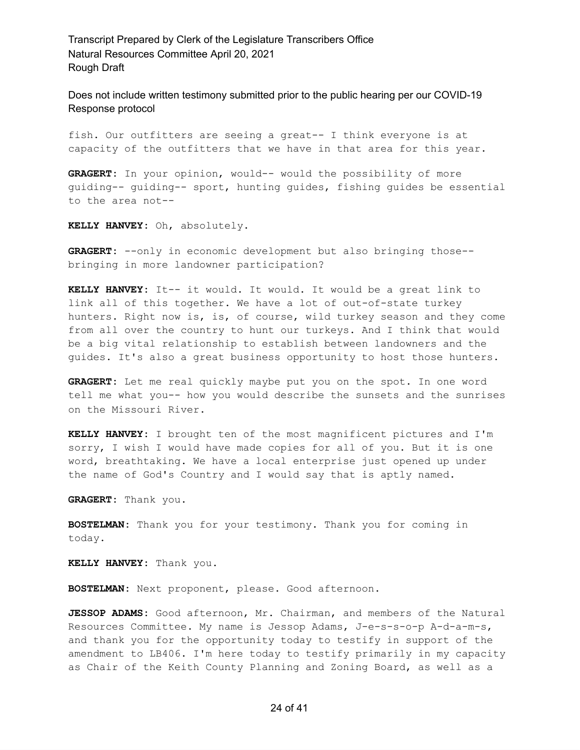fish. Our outfitters are seeing a great-- I think everyone is at capacity of the outfitters that we have in that area for this year.

**GRAGERT:** In your opinion, would-- would the possibility of more guiding-- guiding-- sport, hunting guides, fishing guides be essential to the area not--

**KELLY HANVEY:** Oh, absolutely.

**GRAGERT:** --only in economic development but also bringing those-- bringing in more landowner participation?

**KELLY HANVEY:** It-- it would. It would. It would be a great link to link all of this together. We have a lot of out-of-state turkey hunters. Right now is, is, of course, wild turkey season and they come from all over the country to hunt our turkeys. And I think that would be a big vital relationship to establish between landowners and the guides. It's also a great business opportunity to host those hunters.

**GRAGERT:** Let me real quickly maybe put you on the spot. In one word tell me what you-- how you would describe the sunsets and the sunrises on the Missouri River.

**KELLY HANVEY:** I brought ten of the most magnificent pictures and I'm sorry, I wish I would have made copies for all of you. But it is one word, breathtaking. We have a local enterprise just opened up under the name of God's Country and I would say that is aptly named.

**GRAGERT:** Thank you.

**BOSTELMAN:** Thank you for your testimony. Thank you for coming in today.

**KELLY HANVEY:** Thank you.

**BOSTELMAN:** Next proponent, please. Good afternoon.

**JESSOP ADAMS:** Good afternoon, Mr. Chairman, and members of the Natural Resources Committee. My name is Jessop Adams, J-e-s-s-o-p A-d-a-m-s, and thank you for the opportunity today to testify in support of the amendment to LB406. I'm here today to testify primarily in my capacity as Chair of the Keith County Planning and Zoning Board, as well as a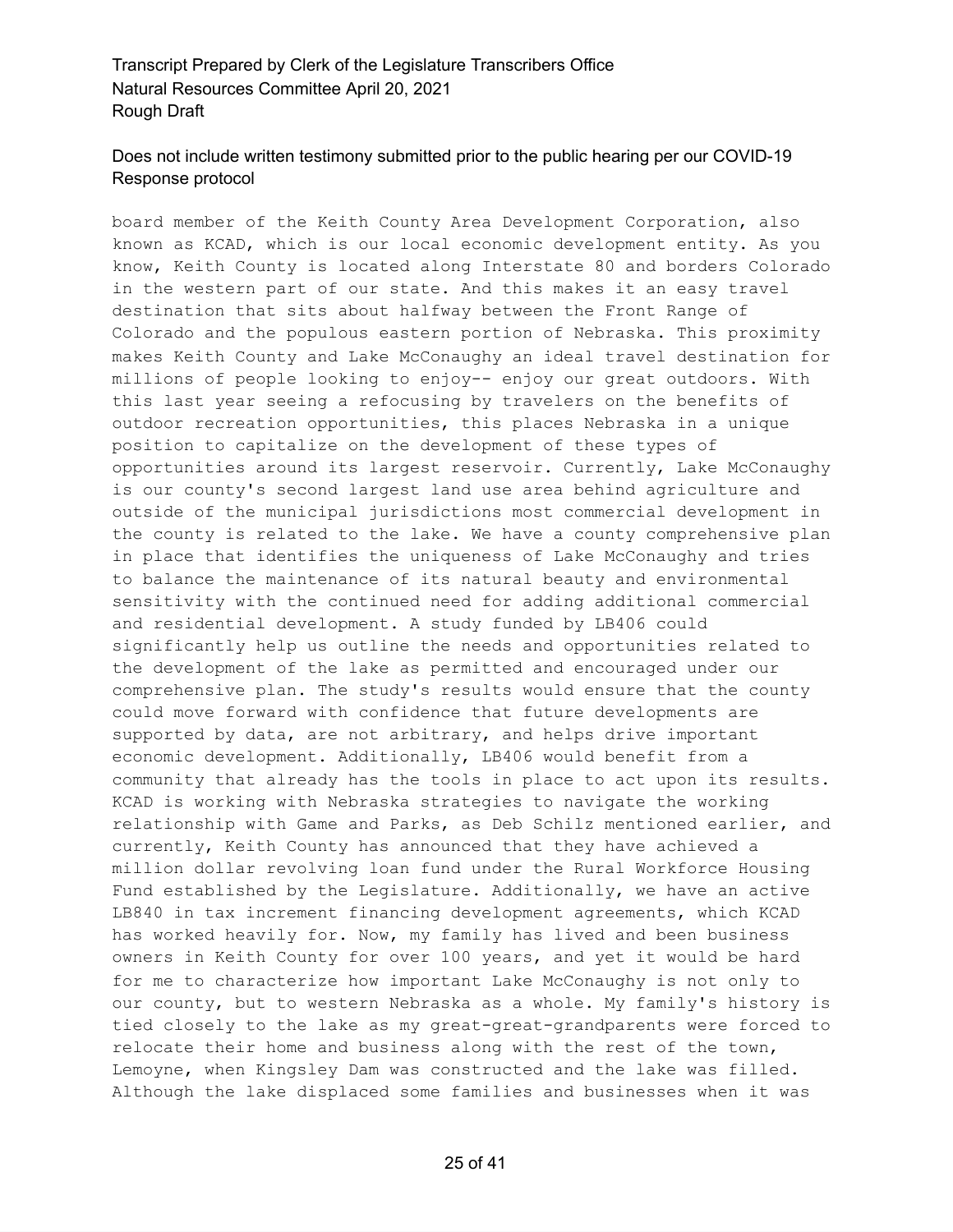board member of the Keith County Area Development Corporation, also known as KCAD, which is our local economic development entity. As you know, Keith County is located along Interstate 80 and borders Colorado in the western part of our state. And this makes it an easy travel destination that sits about halfway between the Front Range of Colorado and the populous eastern portion of Nebraska. This proximity makes Keith County and Lake McConaughy an ideal travel destination for millions of people looking to enjoy-- enjoy our great outdoors. With this last year seeing a refocusing by travelers on the benefits of outdoor recreation opportunities, this places Nebraska in a unique position to capitalize on the development of these types of opportunities around its largest reservoir. Currently, Lake McConaughy is our county's second largest land use area behind agriculture and outside of the municipal jurisdictions most commercial development in the county is related to the lake. We have a county comprehensive plan in place that identifies the uniqueness of Lake McConaughy and tries to balance the maintenance of its natural beauty and environmental sensitivity with the continued need for adding additional commercial and residential development. A study funded by LB406 could significantly help us outline the needs and opportunities related to the development of the lake as permitted and encouraged under our comprehensive plan. The study's results would ensure that the county could move forward with confidence that future developments are supported by data, are not arbitrary, and helps drive important economic development. Additionally, LB406 would benefit from a community that already has the tools in place to act upon its results. KCAD is working with Nebraska strategies to navigate the working relationship with Game and Parks, as Deb Schilz mentioned earlier, and currently, Keith County has announced that they have achieved a million dollar revolving loan fund under the Rural Workforce Housing Fund established by the Legislature. Additionally, we have an active LB840 in tax increment financing development agreements, which KCAD has worked heavily for. Now, my family has lived and been business owners in Keith County for over 100 years, and yet it would be hard for me to characterize how important Lake McConaughy is not only to our county, but to western Nebraska as a whole. My family's history is tied closely to the lake as my great-great-grandparents were forced to relocate their home and business along with the rest of the town, Lemoyne, when Kingsley Dam was constructed and the lake was filled. Although the lake displaced some families and businesses when it was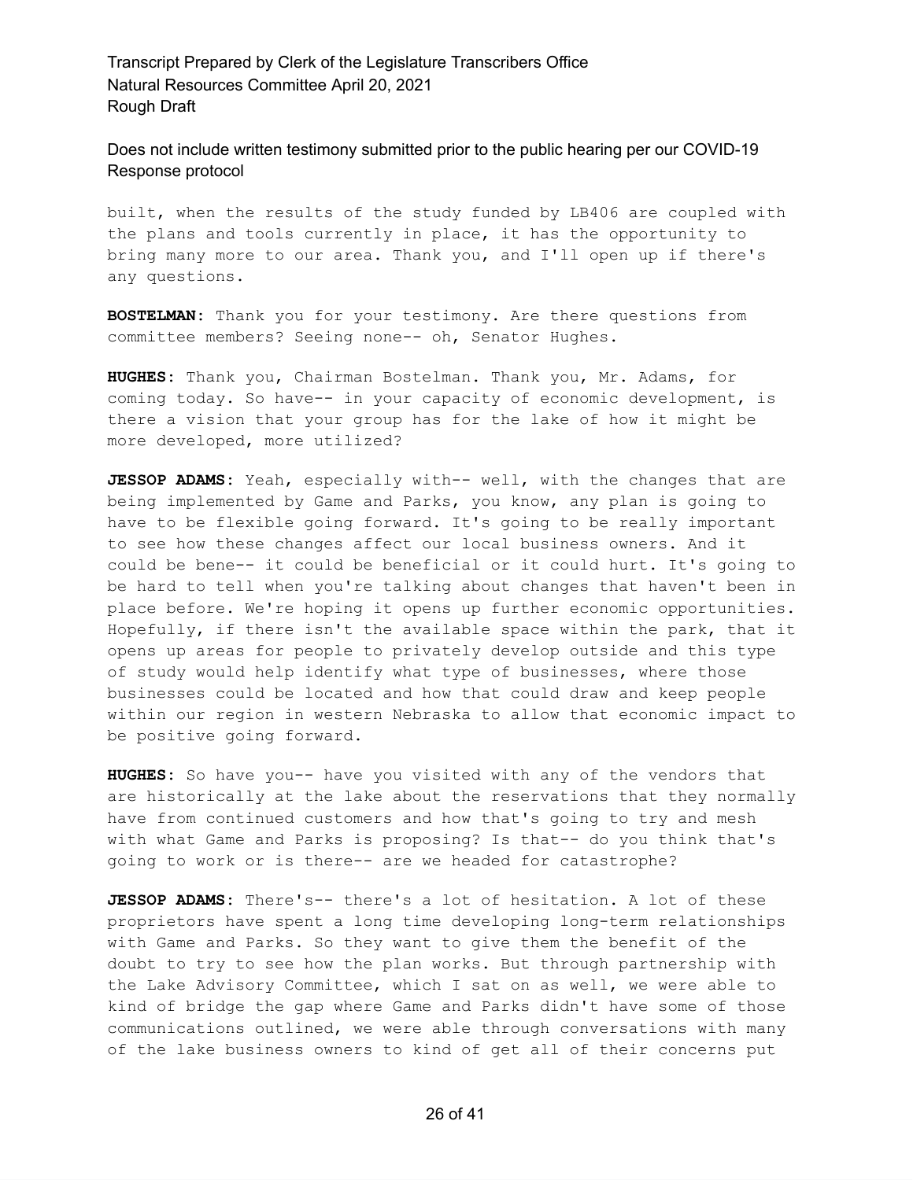built, when the results of the study funded by LB406 are coupled with the plans and tools currently in place, it has the opportunity to bring many more to our area. Thank you, and I'll open up if there's any questions.

**BOSTELMAN:** Thank you for your testimony. Are there questions from committee members? Seeing none-- oh, Senator Hughes.

**HUGHES:** Thank you, Chairman Bostelman. Thank you, Mr. Adams, for coming today. So have-- in your capacity of economic development, is there a vision that your group has for the lake of how it might be more developed, more utilized?

**JESSOP ADAMS:** Yeah, especially with-- well, with the changes that are being implemented by Game and Parks, you know, any plan is going to have to be flexible going forward. It's going to be really important to see how these changes affect our local business owners. And it could be bene-- it could be beneficial or it could hurt. It's going to be hard to tell when you're talking about changes that haven't been in place before. We're hoping it opens up further economic opportunities. Hopefully, if there isn't the available space within the park, that it opens up areas for people to privately develop outside and this type of study would help identify what type of businesses, where those businesses could be located and how that could draw and keep people within our region in western Nebraska to allow that economic impact to be positive going forward.

**HUGHES:** So have you-- have you visited with any of the vendors that are historically at the lake about the reservations that they normally have from continued customers and how that's going to try and mesh with what Game and Parks is proposing? Is that-- do you think that's going to work or is there-- are we headed for catastrophe?

**JESSOP ADAMS:** There's-- there's a lot of hesitation. A lot of these proprietors have spent a long time developing long-term relationships with Game and Parks. So they want to give them the benefit of the doubt to try to see how the plan works. But through partnership with the Lake Advisory Committee, which I sat on as well, we were able to kind of bridge the gap where Game and Parks didn't have some of those communications outlined, we were able through conversations with many of the lake business owners to kind of get all of their concerns put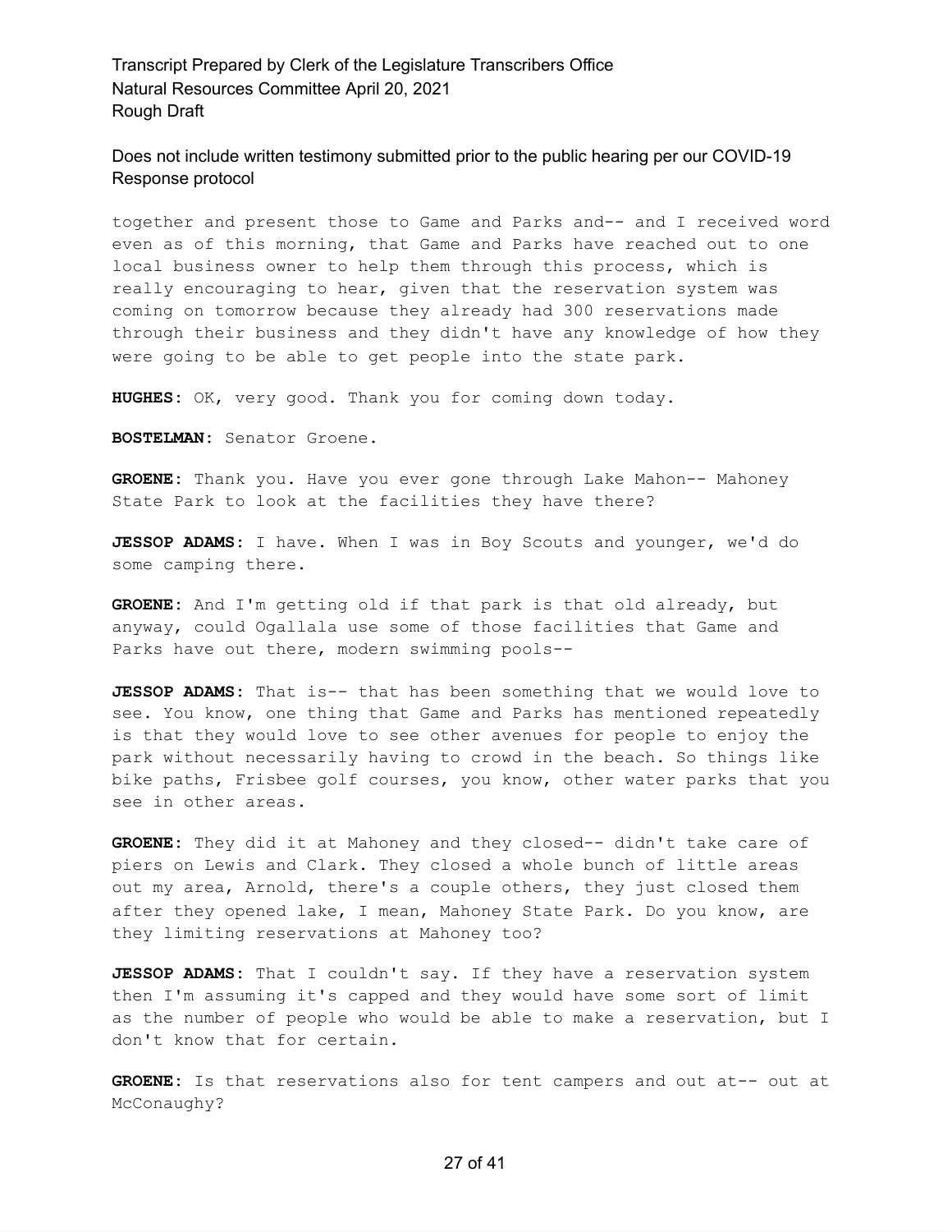together and present those to Game and Parks and-- and I received word even as of this morning, that Game and Parks have reached out to one local business owner to help them through this process, which is really encouraging to hear, given that the reservation system was coming on tomorrow because they already had 300 reservations made through their business and they didn't have any knowledge of how they were going to be able to get people into the state park.

**HUGHES:** OK, very good. Thank you for coming down today.

**BOSTELMAN:** Senator Groene.

**GROENE:** Thank you. Have you ever gone through Lake Mahon-- Mahoney State Park to look at the facilities they have there?

**JESSOP ADAMS:** I have. When I was in Boy Scouts and younger, we'd do some camping there.

**GROENE:** And I'm getting old if that park is that old already, but anyway, could Ogallala use some of those facilities that Game and Parks have out there, modern swimming pools--

**JESSOP ADAMS:** That is-- that has been something that we would love to see. You know, one thing that Game and Parks has mentioned repeatedly is that they would love to see other avenues for people to enjoy the park without necessarily having to crowd in the beach. So things like bike paths, Frisbee golf courses, you know, other water parks that you see in other areas.

**GROENE:** They did it at Mahoney and they closed-- didn't take care of piers on Lewis and Clark. They closed a whole bunch of little areas out my area, Arnold, there's a couple others, they just closed them after they opened lake, I mean, Mahoney State Park. Do you know, are they limiting reservations at Mahoney too?

**JESSOP ADAMS:** That I couldn't say. If they have a reservation system then I'm assuming it's capped and they would have some sort of limit as the number of people who would be able to make a reservation, but I don't know that for certain.

**GROENE:** Is that reservations also for tent campers and out at-- out at McConaughy?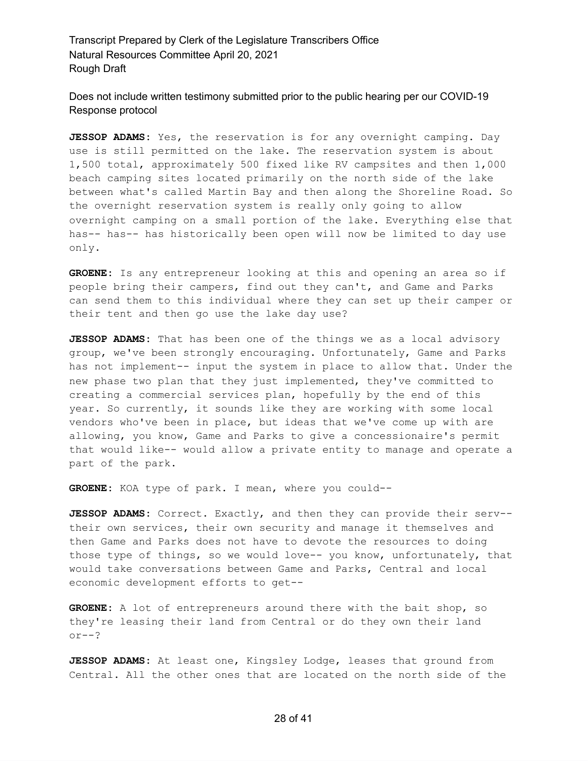**JESSOP ADAMS:** Yes, the reservation is for any overnight camping. Day use is still permitted on the lake. The reservation system is about 1,500 total, approximately 500 fixed like RV campsites and then 1,000 beach camping sites located primarily on the north side of the lake between what's called Martin Bay and then along the Shoreline Road. So the overnight reservation system is really only going to allow overnight camping on a small portion of the lake. Everything else that has-- has-- has historically been open will now be limited to day use only.

**GROENE:** Is any entrepreneur looking at this and opening an area so if people bring their campers, find out they can't, and Game and Parks can send them to this individual where they can set up their camper or their tent and then go use the lake day use?

**JESSOP ADAMS:** That has been one of the things we as a local advisory group, we've been strongly encouraging. Unfortunately, Game and Parks has not implement-- input the system in place to allow that. Under the new phase two plan that they just implemented, they've committed to creating a commercial services plan, hopefully by the end of this year. So currently, it sounds like they are working with some local vendors who've been in place, but ideas that we've come up with are allowing, you know, Game and Parks to give a concessionaire's permit that would like-- would allow a private entity to manage and operate a part of the park.

**GROENE:** KOA type of park. I mean, where you could--

**JESSOP ADAMS:** Correct. Exactly, and then they can provide their serv-- their own services, their own security and manage it themselves and then Game and Parks does not have to devote the resources to doing those type of things, so we would love-- you know, unfortunately, that would take conversations between Game and Parks, Central and local economic development efforts to get--

**GROENE:** A lot of entrepreneurs around there with the bait shop, so they're leasing their land from Central or do they own their land or--?

**JESSOP ADAMS:** At least one, Kingsley Lodge, leases that ground from Central. All the other ones that are located on the north side of the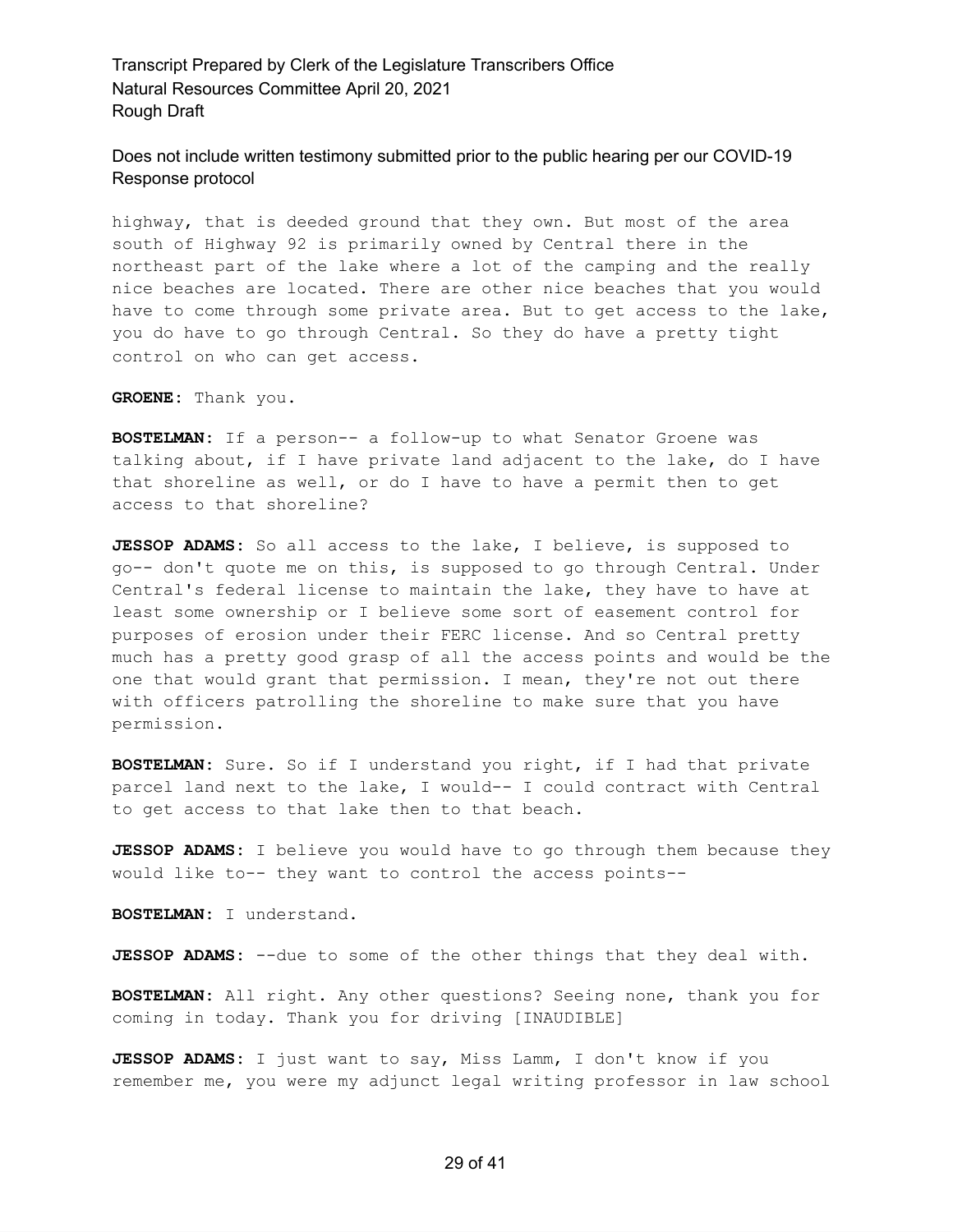highway, that is deeded ground that they own. But most of the area south of Highway 92 is primarily owned by Central there in the northeast part of the lake where a lot of the camping and the really nice beaches are located. There are other nice beaches that you would have to come through some private area. But to get access to the lake, you do have to go through Central. So they do have a pretty tight control on who can get access.

**GROENE:** Thank you.

**BOSTELMAN:** If a person-- a follow-up to what Senator Groene was talking about, if I have private land adjacent to the lake, do I have that shoreline as well, or do I have to have a permit then to get access to that shoreline?

**JESSOP ADAMS:** So all access to the lake, I believe, is supposed to go-- don't quote me on this, is supposed to go through Central. Under Central's federal license to maintain the lake, they have to have at least some ownership or I believe some sort of easement control for purposes of erosion under their FERC license. And so Central pretty much has a pretty good grasp of all the access points and would be the one that would grant that permission. I mean, they're not out there with officers patrolling the shoreline to make sure that you have permission.

**BOSTELMAN:** Sure. So if I understand you right, if I had that private parcel land next to the lake, I would-- I could contract with Central to get access to that lake then to that beach.

**JESSOP ADAMS:** I believe you would have to go through them because they would like to-- they want to control the access points--

**BOSTELMAN:** I understand.

**JESSOP ADAMS:** --due to some of the other things that they deal with.

**BOSTELMAN:** All right. Any other questions? Seeing none, thank you for coming in today. Thank you for driving [INAUDIBLE]

**JESSOP ADAMS:** I just want to say, Miss Lamm, I don't know if you remember me, you were my adjunct legal writing professor in law school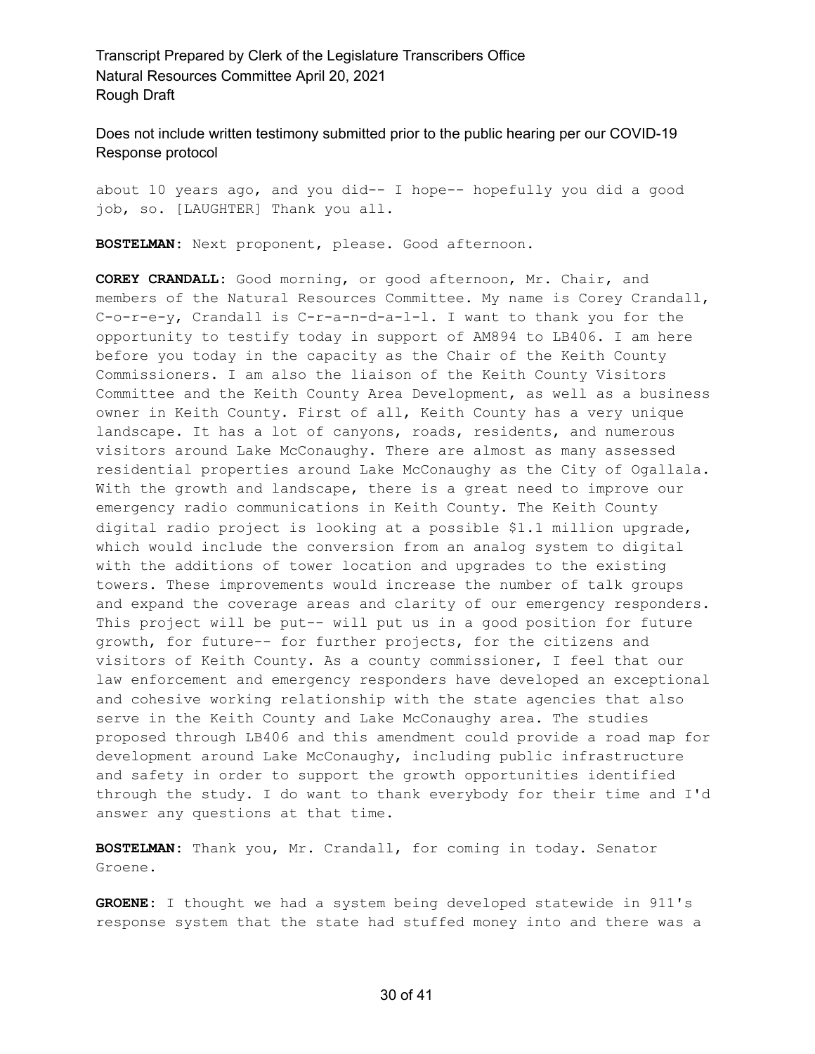about 10 years ago, and you did-- I hope-- hopefully you did a good job, so. [LAUGHTER] Thank you all.

**BOSTELMAN:** Next proponent, please. Good afternoon.

**COREY CRANDALL:** Good morning, or good afternoon, Mr. Chair, and members of the Natural Resources Committee. My name is Corey Crandall, C-o-r-e-y, Crandall is C-r-a-n-d-a-l-l. I want to thank you for the opportunity to testify today in support of AM894 to LB406. I am here before you today in the capacity as the Chair of the Keith County Commissioners. I am also the liaison of the Keith County Visitors Committee and the Keith County Area Development, as well as a business owner in Keith County. First of all, Keith County has a very unique landscape. It has a lot of canyons, roads, residents, and numerous visitors around Lake McConaughy. There are almost as many assessed residential properties around Lake McConaughy as the City of Ogallala. With the growth and landscape, there is a great need to improve our emergency radio communications in Keith County. The Keith County digital radio project is looking at a possible $1.1 million upgrade, which would include the conversion from an analog system to digital with the additions of tower location and upgrades to the existing towers. These improvements would increase the number of talk groups and expand the coverage areas and clarity of our emergency responders. This project will be put-- will put us in a good position for future growth, for future-- for further projects, for the citizens and visitors of Keith County. As a county commissioner, I feel that our law enforcement and emergency responders have developed an exceptional and cohesive working relationship with the state agencies that also serve in the Keith County and Lake McConaughy area. The studies proposed through LB406 and this amendment could provide a road map for development around Lake McConaughy, including public infrastructure and safety in order to support the growth opportunities identified through the study. I do want to thank everybody for their time and I'd answer any questions at that time.

**BOSTELMAN:** Thank you, Mr. Crandall, for coming in today. Senator Groene.

**GROENE:** I thought we had a system being developed statewide in 911's response system that the state had stuffed money into and there was a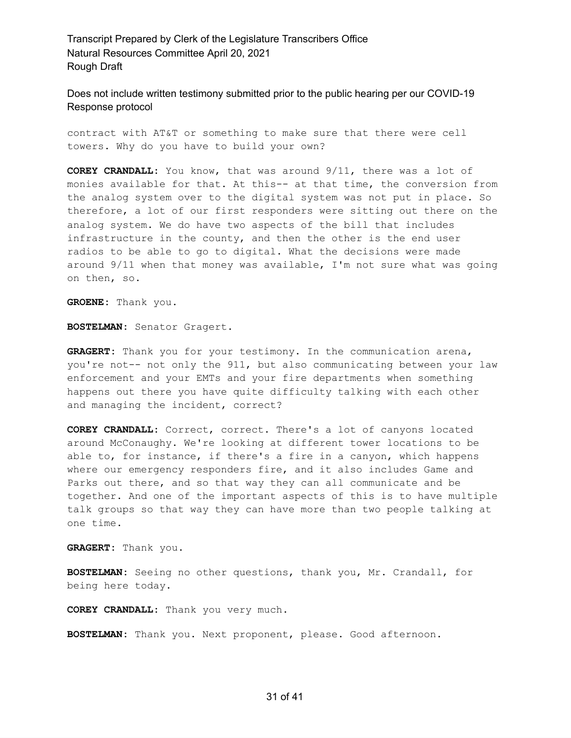contract with AT&T or something to make sure that there were cell towers. Why do you have to build your own?

**COREY CRANDALL:** You know, that was around 9/11, there was a lot of monies available for that. At this-- at that time, the conversion from the analog system over to the digital system was not put in place. So therefore, a lot of our first responders were sitting out there on the analog system. We do have two aspects of the bill that includes infrastructure in the county, and then the other is the end user radios to be able to go to digital. What the decisions were made around 9/11 when that money was available, I'm not sure what was going on then, so.

**GROENE:** Thank you.

**BOSTELMAN:** Senator Gragert.

**GRAGERT:** Thank you for your testimony. In the communication arena, you're not-- not only the 911, but also communicating between your law enforcement and your EMTs and your fire departments when something happens out there you have quite difficulty talking with each other and managing the incident, correct?

**COREY CRANDALL:** Correct, correct. There's a lot of canyons located around McConaughy. We're looking at different tower locations to be able to, for instance, if there's a fire in a canyon, which happens where our emergency responders fire, and it also includes Game and Parks out there, and so that way they can all communicate and be together. And one of the important aspects of this is to have multiple talk groups so that way they can have more than two people talking at one time.

**GRAGERT:** Thank you.

**BOSTELMAN:** Seeing no other questions, thank you, Mr. Crandall, for being here today.

**COREY CRANDALL:** Thank you very much.

**BOSTELMAN:** Thank you. Next proponent, please. Good afternoon.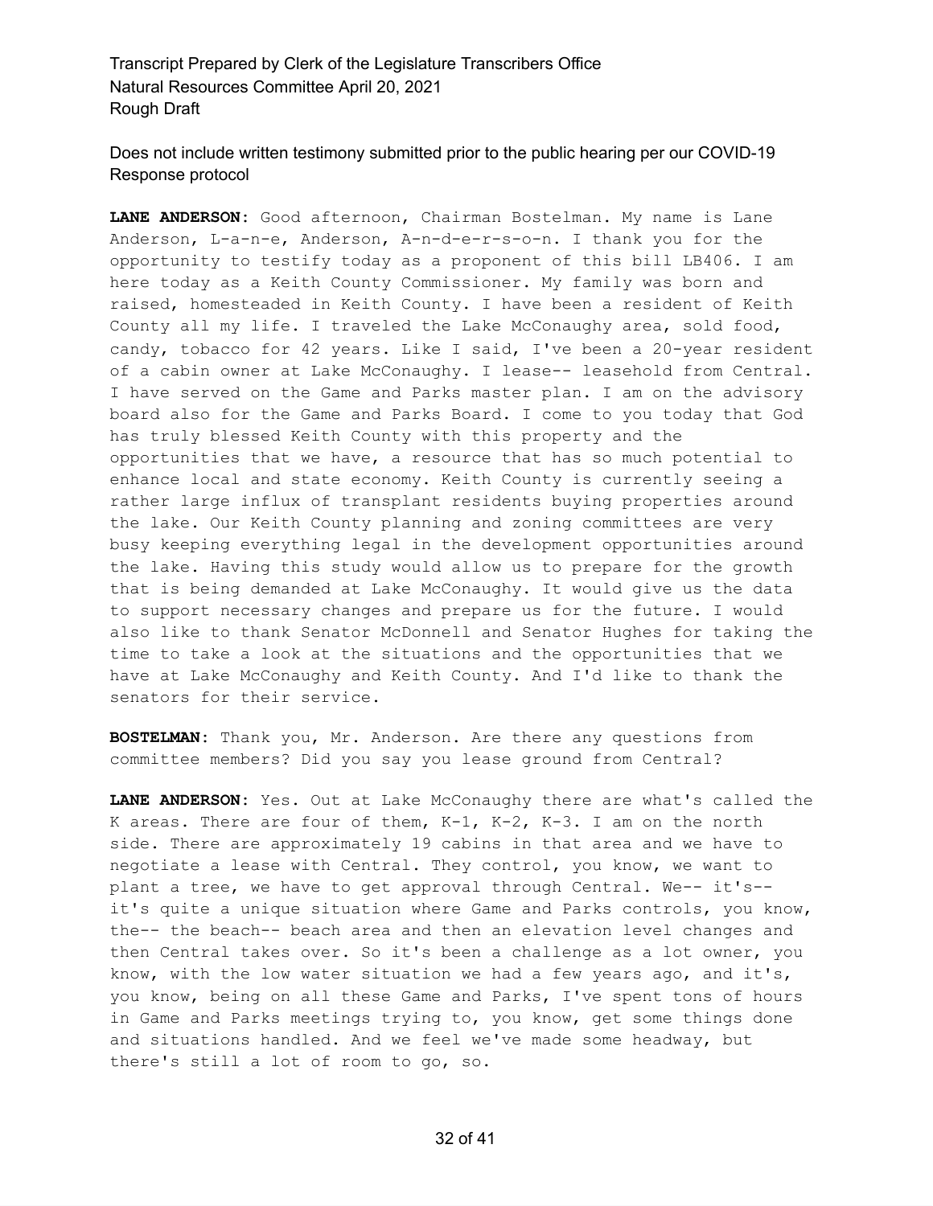**LANE ANDERSON:** Good afternoon, Chairman Bostelman. My name is Lane Anderson, L-a-n-e, Anderson, A-n-d-e-r-s-o-n. I thank you for the opportunity to testify today as a proponent of this bill LB406. I am here today as a Keith County Commissioner. My family was born and raised, homesteaded in Keith County. I have been a resident of Keith County all my life. I traveled the Lake McConaughy area, sold food, candy, tobacco for 42 years. Like I said, I've been a 20-year resident of a cabin owner at Lake McConaughy. I lease-- leasehold from Central. I have served on the Game and Parks master plan. I am on the advisory board also for the Game and Parks Board. I come to you today that God has truly blessed Keith County with this property and the opportunities that we have, a resource that has so much potential to enhance local and state economy. Keith County is currently seeing a rather large influx of transplant residents buying properties around the lake. Our Keith County planning and zoning committees are very busy keeping everything legal in the development opportunities around the lake. Having this study would allow us to prepare for the growth that is being demanded at Lake McConaughy. It would give us the data to support necessary changes and prepare us for the future. I would also like to thank Senator McDonnell and Senator Hughes for taking the time to take a look at the situations and the opportunities that we have at Lake McConaughy and Keith County. And I'd like to thank the senators for their service.

**BOSTELMAN:** Thank you, Mr. Anderson. Are there any questions from committee members? Did you say you lease ground from Central?

**LANE ANDERSON:** Yes. Out at Lake McConaughy there are what's called the K areas. There are four of them, K-1, K-2, K-3. I am on the north side. There are approximately 19 cabins in that area and we have to negotiate a lease with Central. They control, you know, we want to plant a tree, we have to get approval through Central. We-- it's-- it's quite a unique situation where Game and Parks controls, you know, the-- the beach-- beach area and then an elevation level changes and then Central takes over. So it's been a challenge as a lot owner, you know, with the low water situation we had a few years ago, and it's, you know, being on all these Game and Parks, I've spent tons of hours in Game and Parks meetings trying to, you know, get some things done and situations handled. And we feel we've made some headway, but there's still a lot of room to go, so.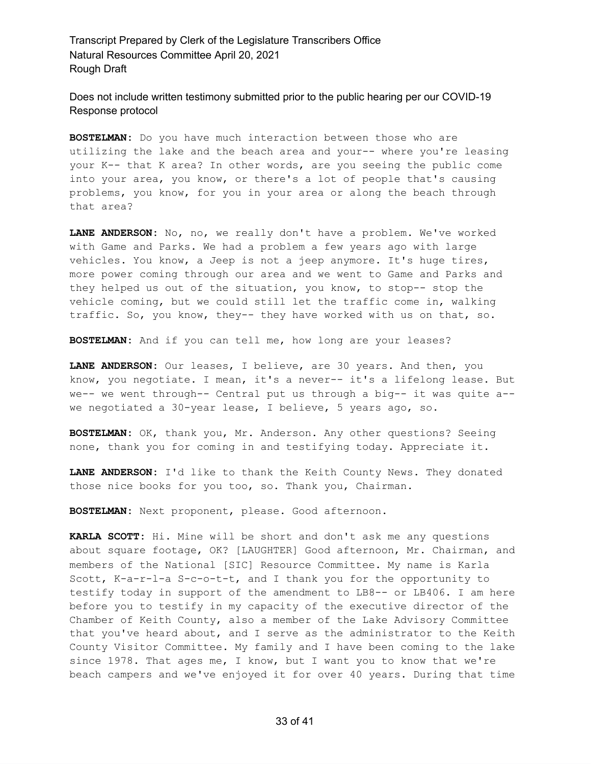**BOSTELMAN:** Do you have much interaction between those who are utilizing the lake and the beach area and your-- where you're leasing your K-- that K area? In other words, are you seeing the public come into your area, you know, or there's a lot of people that's causing problems, you know, for you in your area or along the beach through that area?

**LANE ANDERSON:** No, no, we really don't have a problem. We've worked with Game and Parks. We had a problem a few years ago with large vehicles. You know, a Jeep is not a jeep anymore. It's huge tires, more power coming through our area and we went to Game and Parks and they helped us out of the situation, you know, to stop-- stop the vehicle coming, but we could still let the traffic come in, walking traffic. So, you know, they-- they have worked with us on that, so.

**BOSTELMAN:** And if you can tell me, how long are your leases?

**LANE ANDERSON:** Our leases, I believe, are 30 years. And then, you know, you negotiate. I mean, it's a never-- it's a lifelong lease. But we-- we went through-- Central put us through a big-- it was quite a-- we negotiated a 30-year lease, I believe, 5 years ago, so.

**BOSTELMAN:** OK, thank you, Mr. Anderson. Any other questions? Seeing none, thank you for coming in and testifying today. Appreciate it.

**LANE ANDERSON:** I'd like to thank the Keith County News. They donated those nice books for you too, so. Thank you, Chairman.

**BOSTELMAN:** Next proponent, please. Good afternoon.

**KARLA SCOTT:** Hi. Mine will be short and don't ask me any questions about square footage, OK? [LAUGHTER] Good afternoon, Mr. Chairman, and members of the National [SIC] Resource Committee. My name is Karla Scott, K-a-r-l-a S-c-o-t-t, and I thank you for the opportunity to testify today in support of the amendment to LB8-- or LB406. I am here before you to testify in my capacity of the executive director of the Chamber of Keith County, also a member of the Lake Advisory Committee that you've heard about, and I serve as the administrator to the Keith County Visitor Committee. My family and I have been coming to the lake since 1978. That ages me, I know, but I want you to know that we're beach campers and we've enjoyed it for over 40 years. During that time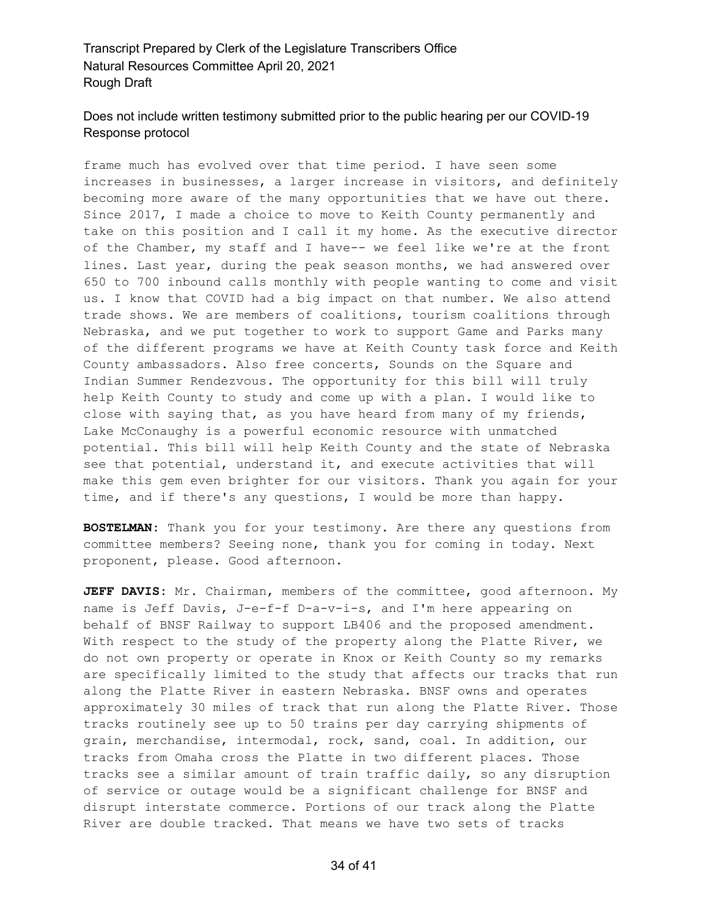frame much has evolved over that time period. I have seen some increases in businesses, a larger increase in visitors, and definitely becoming more aware of the many opportunities that we have out there. Since 2017, I made a choice to move to Keith County permanently and take on this position and I call it my home. As the executive director of the Chamber, my staff and I have-- we feel like we're at the front lines. Last year, during the peak season months, we had answered over 650 to 700 inbound calls monthly with people wanting to come and visit us. I know that COVID had a big impact on that number. We also attend trade shows. We are members of coalitions, tourism coalitions through Nebraska, and we put together to work to support Game and Parks many of the different programs we have at Keith County task force and Keith County ambassadors. Also free concerts, Sounds on the Square and Indian Summer Rendezvous. The opportunity for this bill will truly help Keith County to study and come up with a plan. I would like to close with saying that, as you have heard from many of my friends, Lake McConaughy is a powerful economic resource with unmatched potential. This bill will help Keith County and the state of Nebraska see that potential, understand it, and execute activities that will make this gem even brighter for our visitors. Thank you again for your time, and if there's any questions, I would be more than happy.

**BOSTELMAN:** Thank you for your testimony. Are there any questions from committee members? Seeing none, thank you for coming in today. Next proponent, please. Good afternoon.

**JEFF DAVIS:** Mr. Chairman, members of the committee, good afternoon. My name is Jeff Davis, J-e-f-f D-a-v-i-s, and I'm here appearing on behalf of BNSF Railway to support LB406 and the proposed amendment. With respect to the study of the property along the Platte River, we do not own property or operate in Knox or Keith County so my remarks are specifically limited to the study that affects our tracks that run along the Platte River in eastern Nebraska. BNSF owns and operates approximately 30 miles of track that run along the Platte River. Those tracks routinely see up to 50 trains per day carrying shipments of grain, merchandise, intermodal, rock, sand, coal. In addition, our tracks from Omaha cross the Platte in two different places. Those tracks see a similar amount of train traffic daily, so any disruption of service or outage would be a significant challenge for BNSF and disrupt interstate commerce. Portions of our track along the Platte River are double tracked. That means we have two sets of tracks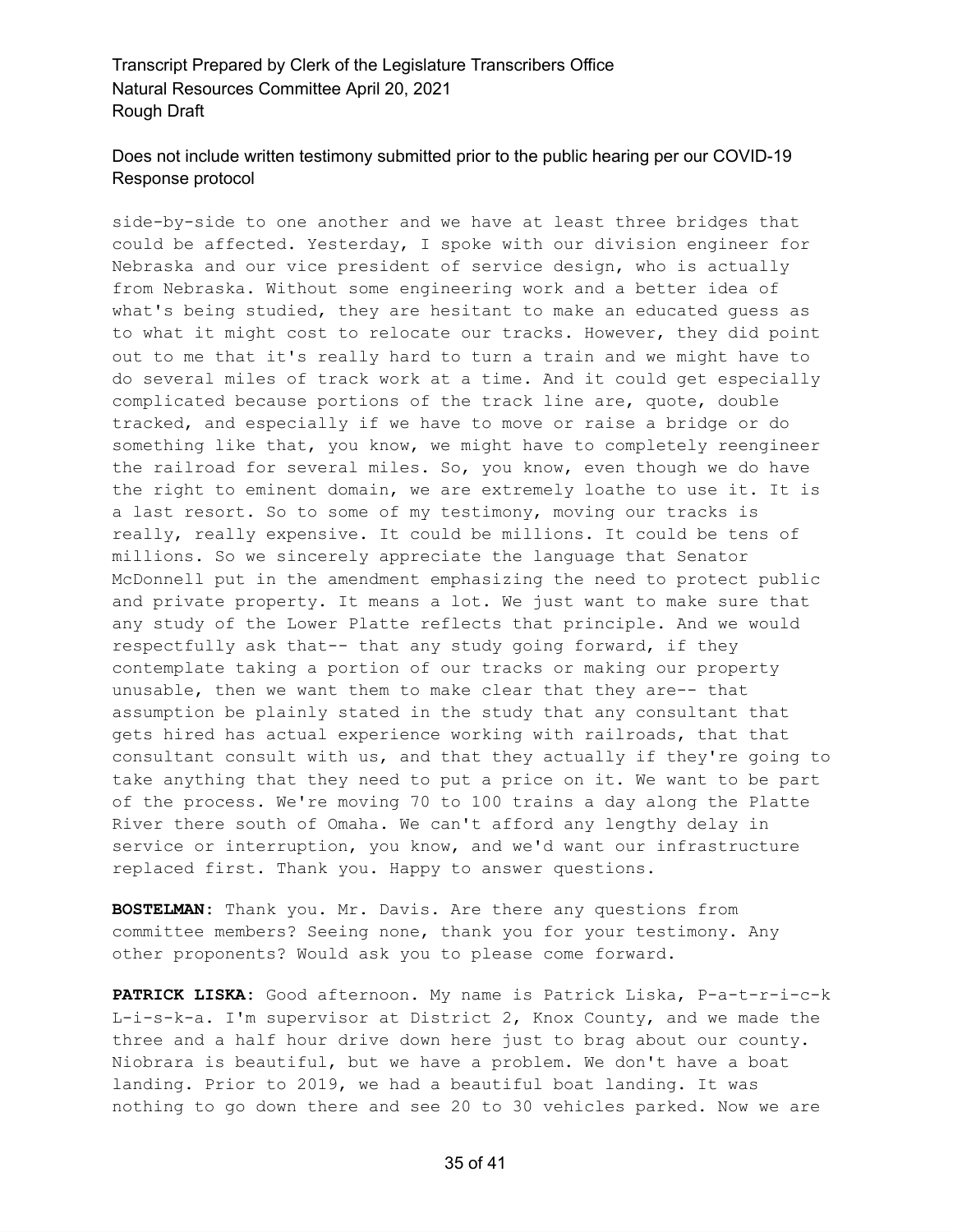side-by-side to one another and we have at least three bridges that could be affected. Yesterday, I spoke with our division engineer for Nebraska and our vice president of service design, who is actually from Nebraska. Without some engineering work and a better idea of what's being studied, they are hesitant to make an educated guess as to what it might cost to relocate our tracks. However, they did point out to me that it's really hard to turn a train and we might have to do several miles of track work at a time. And it could get especially complicated because portions of the track line are, quote, double tracked, and especially if we have to move or raise a bridge or do something like that, you know, we might have to completely reengineer the railroad for several miles. So, you know, even though we do have the right to eminent domain, we are extremely loathe to use it. It is a last resort. So to some of my testimony, moving our tracks is really, really expensive. It could be millions. It could be tens of millions. So we sincerely appreciate the language that Senator McDonnell put in the amendment emphasizing the need to protect public and private property. It means a lot. We just want to make sure that any study of the Lower Platte reflects that principle. And we would respectfully ask that-- that any study going forward, if they contemplate taking a portion of our tracks or making our property unusable, then we want them to make clear that they are-- that assumption be plainly stated in the study that any consultant that gets hired has actual experience working with railroads, that that consultant consult with us, and that they actually if they're going to take anything that they need to put a price on it. We want to be part of the process. We're moving 70 to 100 trains a day along the Platte River there south of Omaha. We can't afford any lengthy delay in service or interruption, you know, and we'd want our infrastructure replaced first. Thank you. Happy to answer questions.

**BOSTELMAN:** Thank you. Mr. Davis. Are there any questions from committee members? Seeing none, thank you for your testimony. Any other proponents? Would ask you to please come forward.

**PATRICK LISKA:** Good afternoon. My name is Patrick Liska, P-a-t-r-i-c-k L-i-s-k-a. I'm supervisor at District 2, Knox County, and we made the three and a half hour drive down here just to brag about our county. Niobrara is beautiful, but we have a problem. We don't have a boat landing. Prior to 2019, we had a beautiful boat landing. It was nothing to go down there and see 20 to 30 vehicles parked. Now we are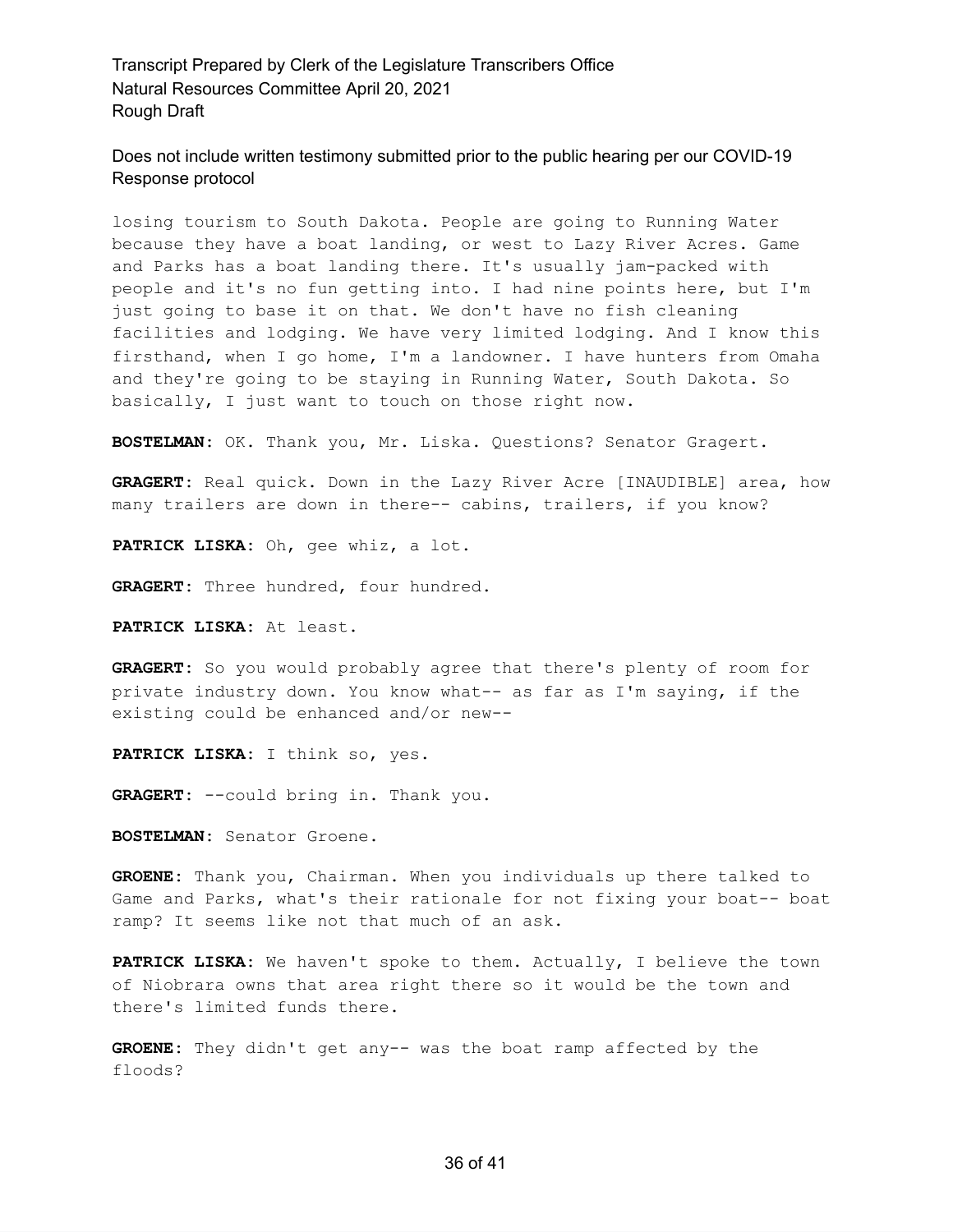losing tourism to South Dakota. People are going to Running Water because they have a boat landing, or west to Lazy River Acres. Game and Parks has a boat landing there. It's usually jam-packed with people and it's no fun getting into. I had nine points here, but I'm just going to base it on that. We don't have no fish cleaning facilities and lodging. We have very limited lodging. And I know this firsthand, when I go home, I'm a landowner. I have hunters from Omaha and they're going to be staying in Running Water, South Dakota. So basically, I just want to touch on those right now.

**BOSTELMAN:** OK. Thank you, Mr. Liska. Questions? Senator Gragert.

**GRAGERT:** Real quick. Down in the Lazy River Acre [INAUDIBLE] area, how many trailers are down in there-- cabins, trailers, if you know?

**PATRICK LISKA:** Oh, gee whiz, a lot.

**GRAGERT:** Three hundred, four hundred.

**PATRICK LISKA:** At least.

**GRAGERT:** So you would probably agree that there's plenty of room for private industry down. You know what-- as far as I'm saying, if the existing could be enhanced and/or new--

**PATRICK LISKA:** I think so, yes.

**GRAGERT:** --could bring in. Thank you.

**BOSTELMAN:** Senator Groene.

**GROENE:** Thank you, Chairman. When you individuals up there talked to Game and Parks, what's their rationale for not fixing your boat-- boat ramp? It seems like not that much of an ask.

**PATRICK LISKA:** We haven't spoke to them. Actually, I believe the town of Niobrara owns that area right there so it would be the town and there's limited funds there.

**GROENE:** They didn't get any-- was the boat ramp affected by the floods?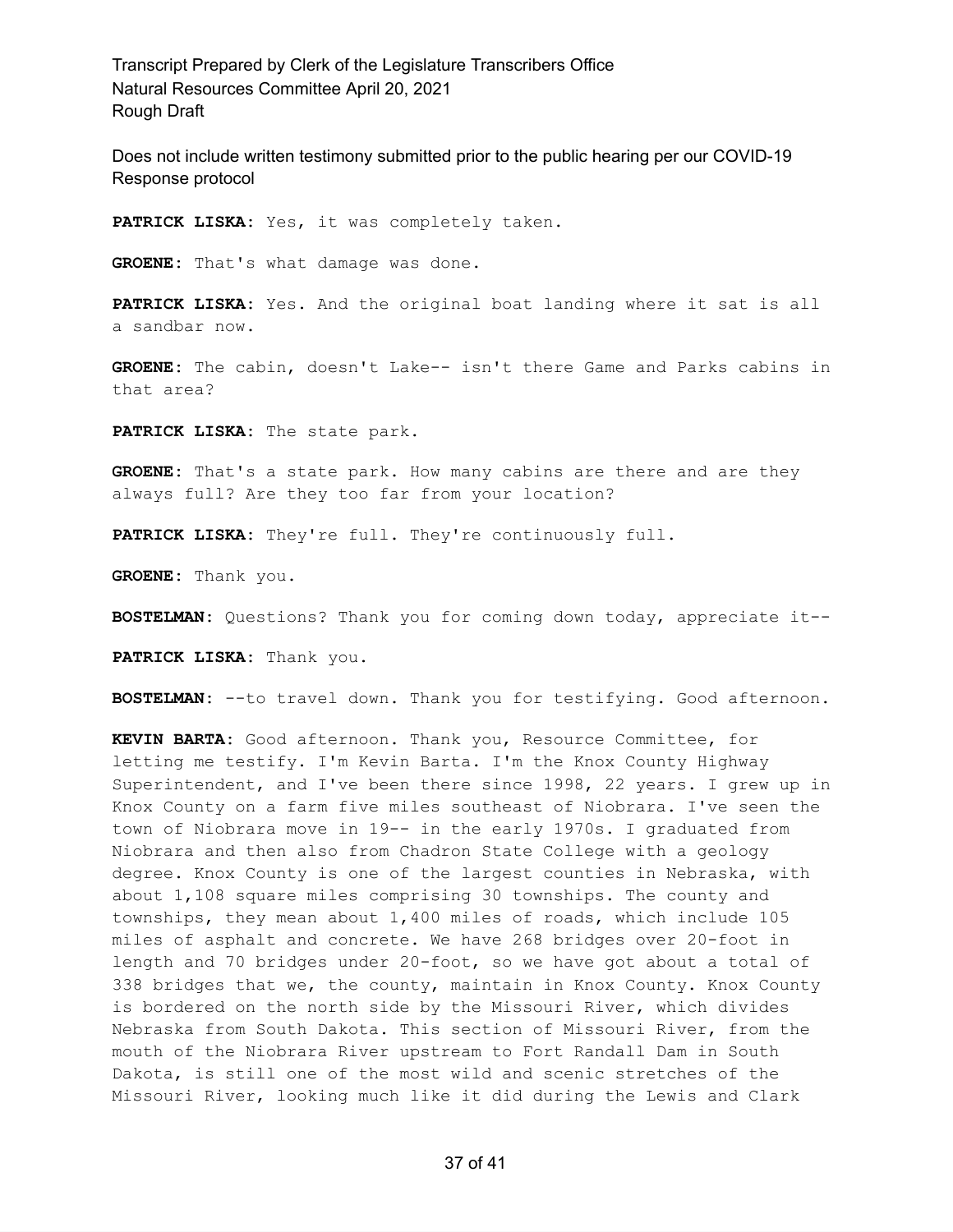**PATRICK LISKA:** Yes, it was completely taken.

**GROENE:** That's what damage was done.

**PATRICK LISKA:** Yes. And the original boat landing where it sat is all a sandbar now.

**GROENE:** The cabin, doesn't Lake-- isn't there Game and Parks cabins in that area?

**PATRICK LISKA:** The state park.

**GROENE:** That's a state park. How many cabins are there and are they always full? Are they too far from your location?

**PATRICK LISKA:** They're full. They're continuously full.

**GROENE:** Thank you.

**BOSTELMAN:** Questions? Thank you for coming down today, appreciate it--

**PATRICK LISKA:** Thank you.

**BOSTELMAN:** --to travel down. Thank you for testifying. Good afternoon.

**KEVIN BARTA:** Good afternoon. Thank you, Resource Committee, for letting me testify. I'm Kevin Barta. I'm the Knox County Highway Superintendent, and I've been there since 1998, 22 years. I grew up in Knox County on a farm five miles southeast of Niobrara. I've seen the town of Niobrara move in 19-- in the early 1970s. I graduated from Niobrara and then also from Chadron State College with a geology degree. Knox County is one of the largest counties in Nebraska, with about 1,108 square miles comprising 30 townships. The county and townships, they mean about 1,400 miles of roads, which include 105 miles of asphalt and concrete. We have 268 bridges over 20-foot in length and 70 bridges under 20-foot, so we have got about a total of 338 bridges that we, the county, maintain in Knox County. Knox County is bordered on the north side by the Missouri River, which divides Nebraska from South Dakota. This section of Missouri River, from the mouth of the Niobrara River upstream to Fort Randall Dam in South Dakota, is still one of the most wild and scenic stretches of the Missouri River, looking much like it did during the Lewis and Clark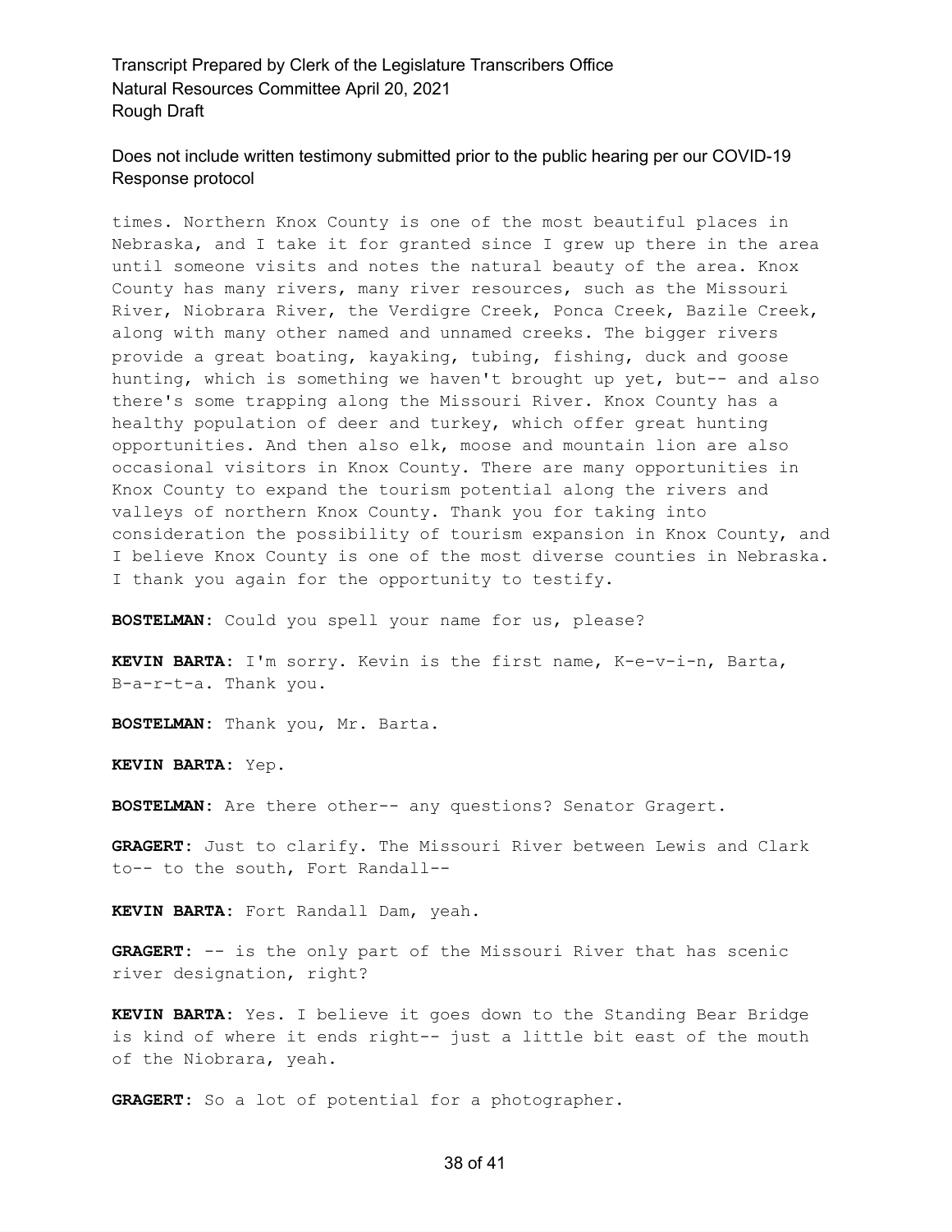times. Northern Knox County is one of the most beautiful places in Nebraska, and I take it for granted since I grew up there in the area until someone visits and notes the natural beauty of the area. Knox County has many rivers, many river resources, such as the Missouri River, Niobrara River, the Verdigre Creek, Ponca Creek, Bazile Creek, along with many other named and unnamed creeks. The bigger rivers provide a great boating, kayaking, tubing, fishing, duck and goose hunting, which is something we haven't brought up yet, but-- and also there's some trapping along the Missouri River. Knox County has a healthy population of deer and turkey, which offer great hunting opportunities. And then also elk, moose and mountain lion are also occasional visitors in Knox County. There are many opportunities in Knox County to expand the tourism potential along the rivers and valleys of northern Knox County. Thank you for taking into consideration the possibility of tourism expansion in Knox County, and I believe Knox County is one of the most diverse counties in Nebraska. I thank you again for the opportunity to testify.

**BOSTELMAN:** Could you spell your name for us, please?

**KEVIN BARTA:** I'm sorry. Kevin is the first name, K-e-v-i-n, Barta, B-a-r-t-a. Thank you.

**BOSTELMAN:** Thank you, Mr. Barta.

**KEVIN BARTA:** Yep.

**BOSTELMAN:** Are there other-- any questions? Senator Gragert.

**GRAGERT:** Just to clarify. The Missouri River between Lewis and Clark to-- to the south, Fort Randall--

**KEVIN BARTA:** Fort Randall Dam, yeah.

**GRAGERT:** -- is the only part of the Missouri River that has scenic river designation, right?

**KEVIN BARTA:** Yes. I believe it goes down to the Standing Bear Bridge is kind of where it ends right-- just a little bit east of the mouth of the Niobrara, yeah.

**GRAGERT:** So a lot of potential for a photographer.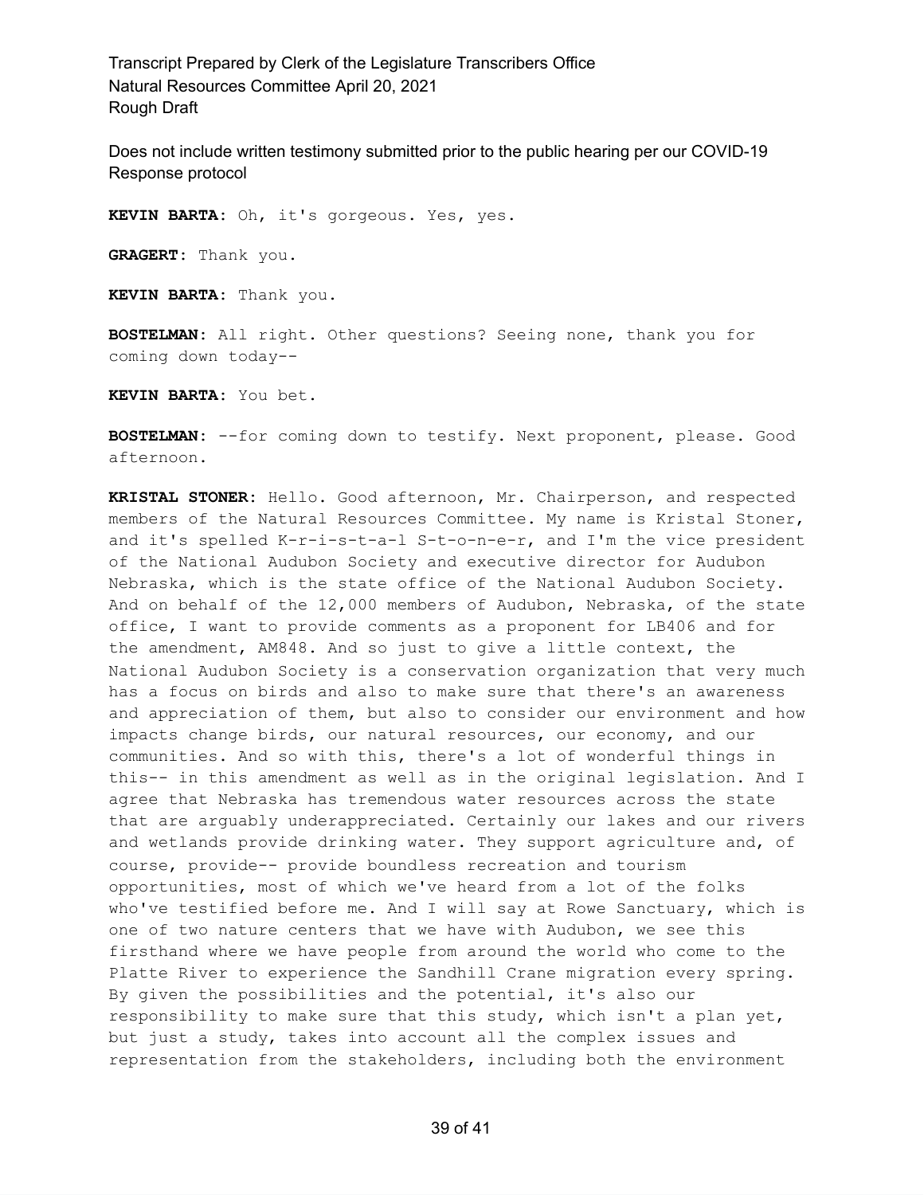**KEVIN BARTA:** Oh, it's gorgeous. Yes, yes.

**GRAGERT:** Thank you.

**KEVIN BARTA:** Thank you.

**BOSTELMAN:** All right. Other questions? Seeing none, thank you for coming down today--

**KEVIN BARTA:** You bet.

**BOSTELMAN:** --for coming down to testify. Next proponent, please. Good afternoon.

**KRISTAL STONER:** Hello. Good afternoon, Mr. Chairperson, and respected members of the Natural Resources Committee. My name is Kristal Stoner, and it's spelled K-r-i-s-t-a-l S-t-o-n-e-r, and I'm the vice president of the National Audubon Society and executive director for Audubon Nebraska, which is the state office of the National Audubon Society. And on behalf of the 12,000 members of Audubon, Nebraska, of the state office, I want to provide comments as a proponent for LB406 and for the amendment, AM848. And so just to give a little context, the National Audubon Society is a conservation organization that very much has a focus on birds and also to make sure that there's an awareness and appreciation of them, but also to consider our environment and how impacts change birds, our natural resources, our economy, and our communities. And so with this, there's a lot of wonderful things in this-- in this amendment as well as in the original legislation. And I agree that Nebraska has tremendous water resources across the state that are arguably underappreciated. Certainly our lakes and our rivers and wetlands provide drinking water. They support agriculture and, of course, provide-- provide boundless recreation and tourism opportunities, most of which we've heard from a lot of the folks who've testified before me. And I will say at Rowe Sanctuary, which is one of two nature centers that we have with Audubon, we see this firsthand where we have people from around the world who come to the Platte River to experience the Sandhill Crane migration every spring. By given the possibilities and the potential, it's also our responsibility to make sure that this study, which isn't a plan yet, but just a study, takes into account all the complex issues and representation from the stakeholders, including both the environment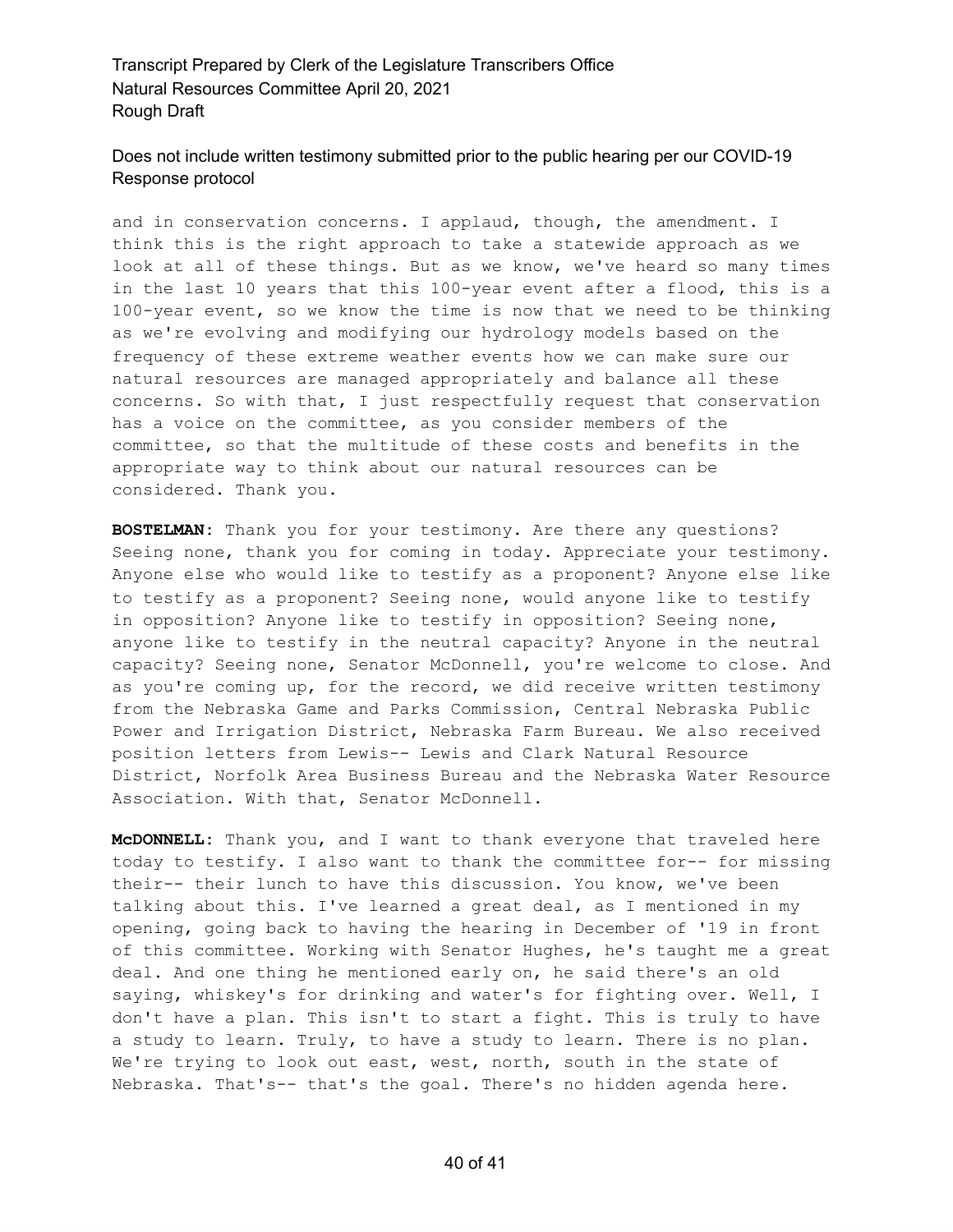and in conservation concerns. I applaud, though, the amendment. I think this is the right approach to take a statewide approach as we look at all of these things. But as we know, we've heard so many times in the last 10 years that this 100-year event after a flood, this is a 100-year event, so we know the time is now that we need to be thinking as we're evolving and modifying our hydrology models based on the frequency of these extreme weather events how we can make sure our natural resources are managed appropriately and balance all these concerns. So with that, I just respectfully request that conservation has a voice on the committee, as you consider members of the committee, so that the multitude of these costs and benefits in the appropriate way to think about our natural resources can be considered. Thank you.

**BOSTELMAN:** Thank you for your testimony. Are there any questions? Seeing none, thank you for coming in today. Appreciate your testimony. Anyone else who would like to testify as a proponent? Anyone else like to testify as a proponent? Seeing none, would anyone like to testify in opposition? Anyone like to testify in opposition? Seeing none, anyone like to testify in the neutral capacity? Anyone in the neutral capacity? Seeing none, Senator McDonnell, you're welcome to close. And as you're coming up, for the record, we did receive written testimony from the Nebraska Game and Parks Commission, Central Nebraska Public Power and Irrigation District, Nebraska Farm Bureau. We also received position letters from Lewis-- Lewis and Clark Natural Resource District, Norfolk Area Business Bureau and the Nebraska Water Resource Association. With that, Senator McDonnell.

**McDONNELL:** Thank you, and I want to thank everyone that traveled here today to testify. I also want to thank the committee for-- for missing their-- their lunch to have this discussion. You know, we've been talking about this. I've learned a great deal, as I mentioned in my opening, going back to having the hearing in December of '19 in front of this committee. Working with Senator Hughes, he's taught me a great deal. And one thing he mentioned early on, he said there's an old saying, whiskey's for drinking and water's for fighting over. Well, I don't have a plan. This isn't to start a fight. This is truly to have a study to learn. Truly, to have a study to learn. There is no plan. We're trying to look out east, west, north, south in the state of Nebraska. That's-- that's the goal. There's no hidden agenda here.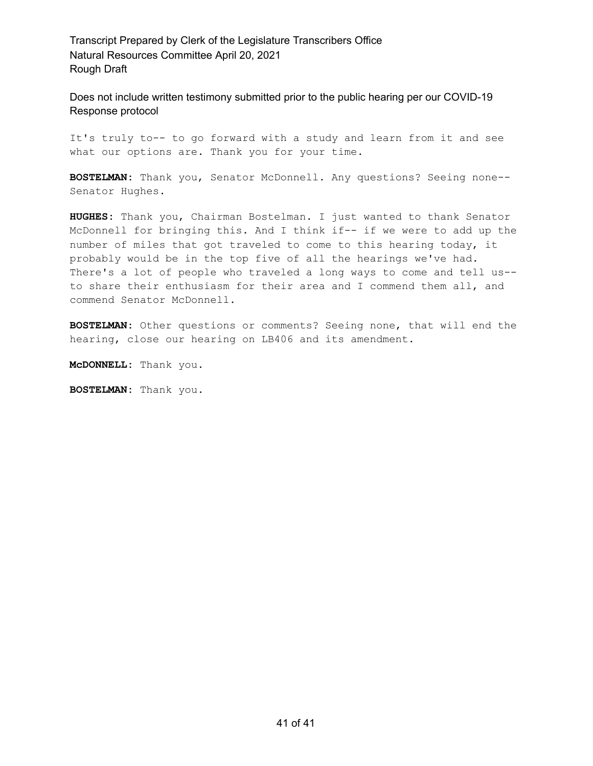It's truly to-- to go forward with a study and learn from it and see what our options are. Thank you for your time.

**BOSTELMAN:** Thank you, Senator McDonnell. Any questions? Seeing none-- Senator Hughes.

**HUGHES:** Thank you, Chairman Bostelman. I just wanted to thank Senator McDonnell for bringing this. And I think if-- if we were to add up the number of miles that got traveled to come to this hearing today, it probably would be in the top five of all the hearings we've had. There's a lot of people who traveled a long ways to come and tell us-- to share their enthusiasm for their area and I commend them all, and commend Senator McDonnell.

**BOSTELMAN:** Other questions or comments? Seeing none, that will end the hearing, close our hearing on LB406 and its amendment.

**McDONNELL:** Thank you.

**BOSTELMAN:** Thank you.